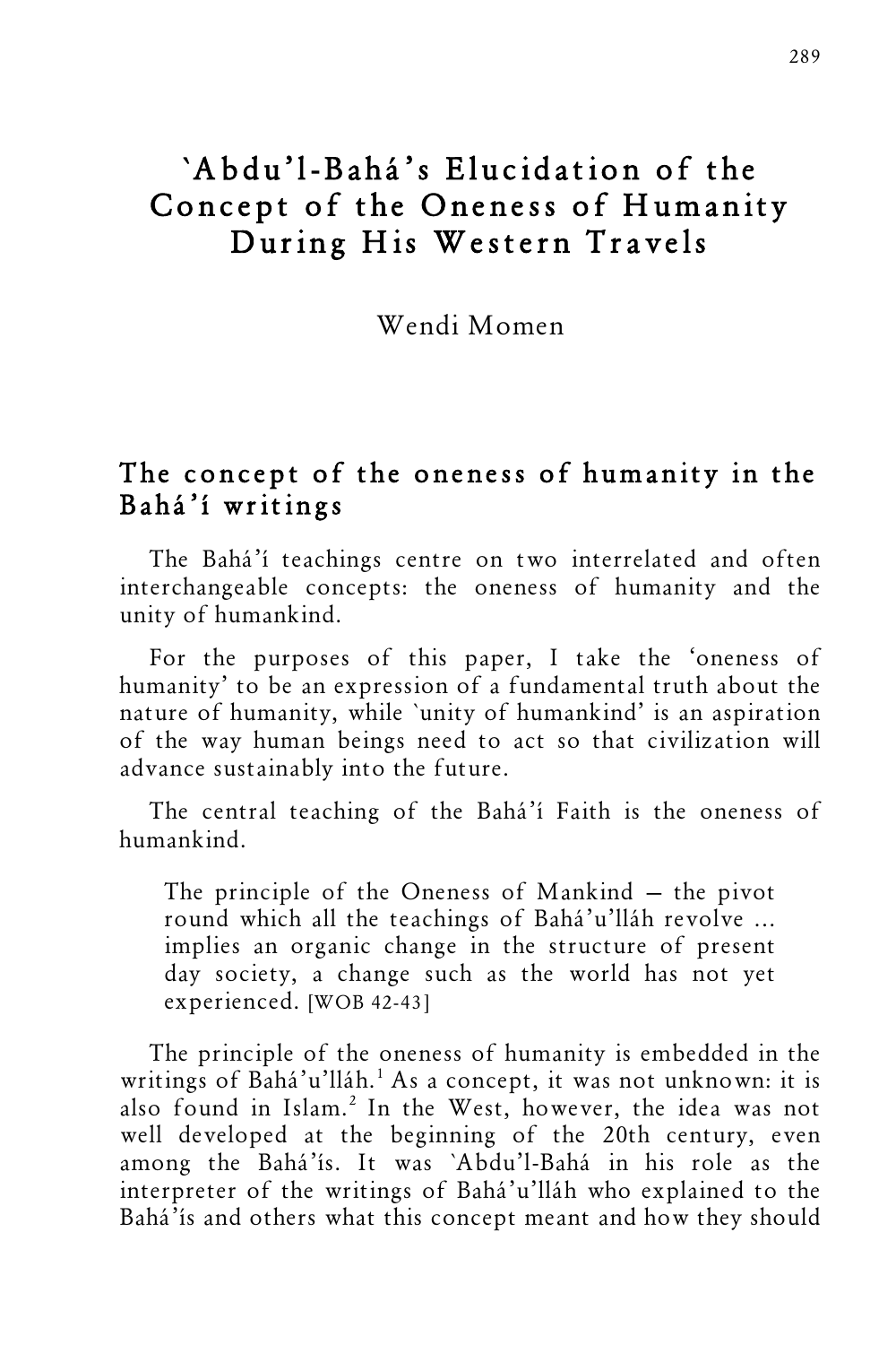# `Abdu'l-Bahá's Elucidation of the Concept of the Oneness of Humanity During His Western Travels

Wendi Momen

## The concept of the oneness of humanity in the Bahá'í writings

The Bahá'í teachings centre on two interrelated and often interchangeable concepts: the oneness of humanity and the unity of humankind.

For the purposes of this paper, I take the 'oneness of humanity' to be an expression of a fundamental truth about the nature of humanity, while `unity of humankind' is an aspiration of the way human beings need to act so that civilization will advance sustainably into the future.

The central teaching of the Bahá'í Faith is the oneness of humankind.

> The principle of the Oneness of Mankind – the pivot round which all the teachings of Bahá'u'lláh revolve ... implies an organic change in the structure of present day society, a change such as the world has not yet experienced. [WOB 42-43]

The principle of the oneness of humanity is embedded in the writings of Bahá'u'lláh.[1] As a concept, it was not unknown: it is also found in Islam.[2] In the West, however, the idea was not well developed at the beginning of the 20th century, even among the Bahá'ís. It was `Abdu'l-Bahá in his role as the interpreter of the writings of Bahá'u'lláh who explained to the Bahá'ís and others what this concept meant and how they should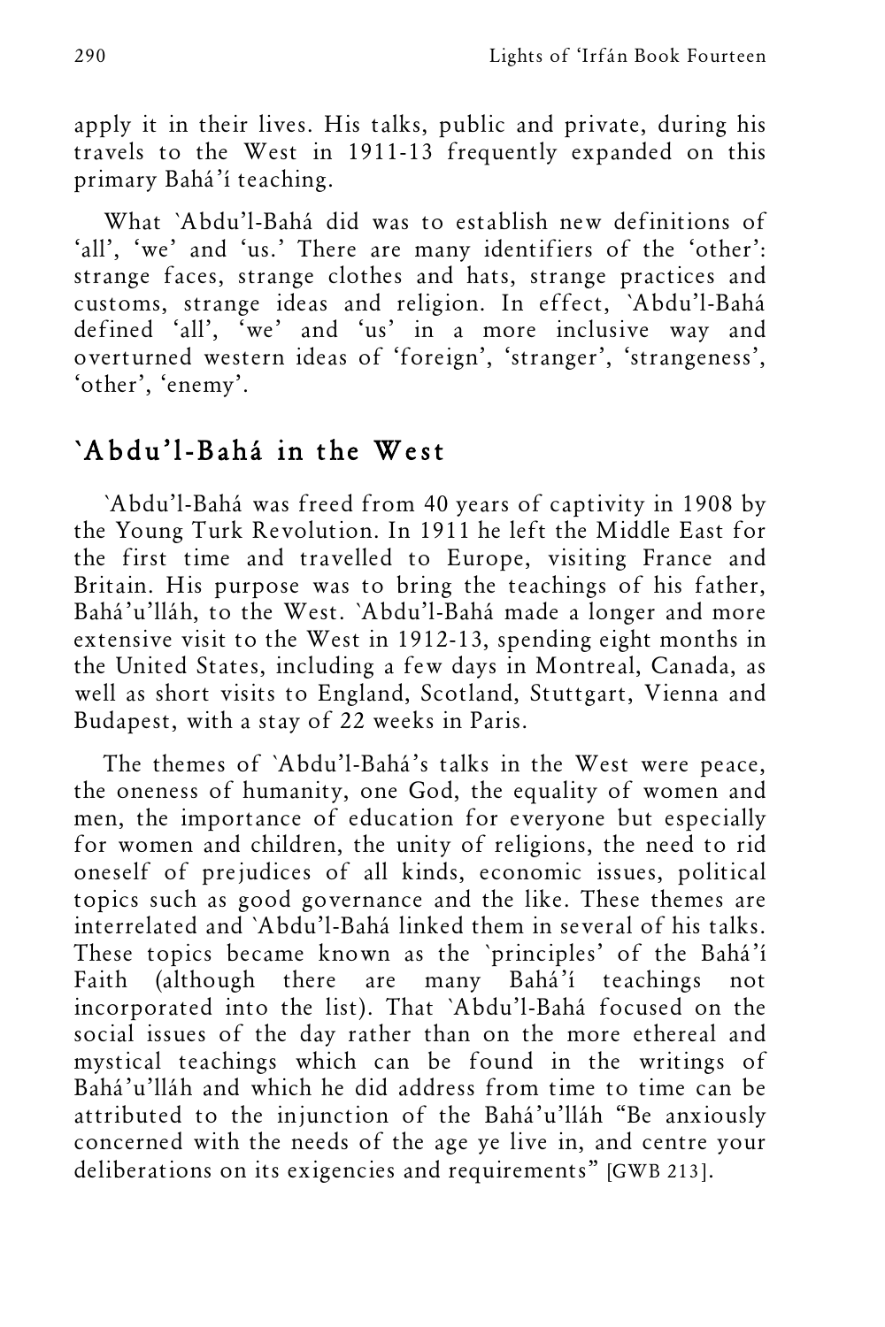apply it in their lives. His talks, public and private, during his travels to the West in 1911-13 frequently expanded on this primary Bahá'í teaching.

What `Abdu'l-Bahá did was to establish new definitions of 'all', 'we' and 'us.' There are many identifiers of the 'other': strange faces, strange clothes and hats, strange practices and customs, strange ideas and religion. In effect, `Abdu'l-Bahá defined 'all', 'we' and 'us' in a more inclusive way and overturned western ideas of 'foreign', 'stranger', 'strangeness', 'other', 'enemy'.

## `Abdu'l-Bahá in the West

`Abdu'l-Bahá was freed from 40 years of captivity in 1908 by the Young Turk Revolution. In 1911 he left the Middle East for the first time and travelled to Europe, visiting France and Britain. His purpose was to bring the teachings of his father, Bahá'u'lláh, to the West. `Abdu'l-Bahá made a longer and more extensive visit to the West in 1912-13, spending eight months in the United States, including a few days in Montreal, Canada, as well as short visits to England, Scotland, Stuttgart, Vienna and Budapest, with a stay of 22 weeks in Paris.

The themes of `Abdu'l-Bahá's talks in the West were peace, the oneness of humanity, one God, the equality of women and men, the importance of education for everyone but especially for women and children, the unity of religions, the need to rid oneself of prejudices of all kinds, economic issues, political topics such as good governance and the like. These themes are interrelated and `Abdu'l-Bahá linked them in several of his talks. These topics became known as the `principles' of the Bahá'í Faith (although there are many Bahá'í teachings not incorporated into the list). That `Abdu'l-Bahá focused on the social issues of the day rather than on the more ethereal and mystical teachings which can be found in the writings of Bahá'u'lláh and which he did address from time to time can be attributed to the injunction of the Bahá'u'lláh "Be anxiously concerned with the needs of the age ye live in, and centre your deliberations on its exigencies and requirements" [GWB 213].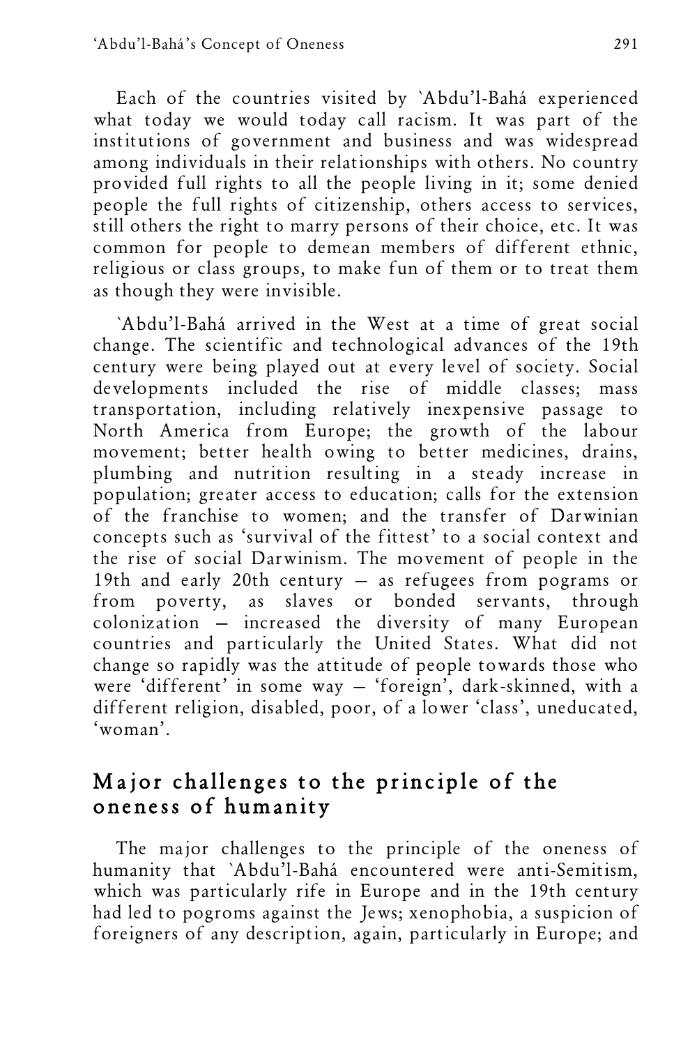Each of the countries visited by `Abdu'l-Bahá experienced what today we would today call racism. It was part of the institutions of government and business and was widespread among individuals in their relationships with others. No country provided full rights to all the people living in it; some denied people the full rights of citizenship, others access to services, still others the right to marry persons of their choice, etc. It was common for people to demean members of different ethnic, religious or class groups, to make fun of them or to treat them as though they were invisible.

`Abdu'l-Bahá arrived in the West at a time of great social change. The scientific and technological advances of the 19th century were being played out at every level of society. Social developments included the rise of middle classes; mass transportation, including relatively inexpensive passage to North America from Europe; the growth of the labour movement; better health owing to better medicines, drains, plumbing and nutrition resulting in a steady increase in population; greater access to education; calls for the extension of the franchise to women; and the transfer of Darwinian concepts such as 'survival of the fittest' to a social context and the rise of social Darwinism. The movement of people in the 19th and early 20th century — as refugees from pograms or from poverty, as slaves or bonded servants, through colonization — increased the diversity of many European countries and particularly the United States. What did not change so rapidly was the attitude of people towards those who were 'different' in some way — 'foreign', dark-skinned, with a different religion, disabled, poor, of a lower 'class', uneducated, 'woman'.

## Major challenges to the principle of the oneness of humanity

The major challenges to the principle of the oneness of humanity that `Abdu'l-Bahá encountered were anti-Semitism, which was particularly rife in Europe and in the 19th century had led to pogroms against the Jews; xenophobia, a suspicion of foreigners of any description, again, particularly in Europe; and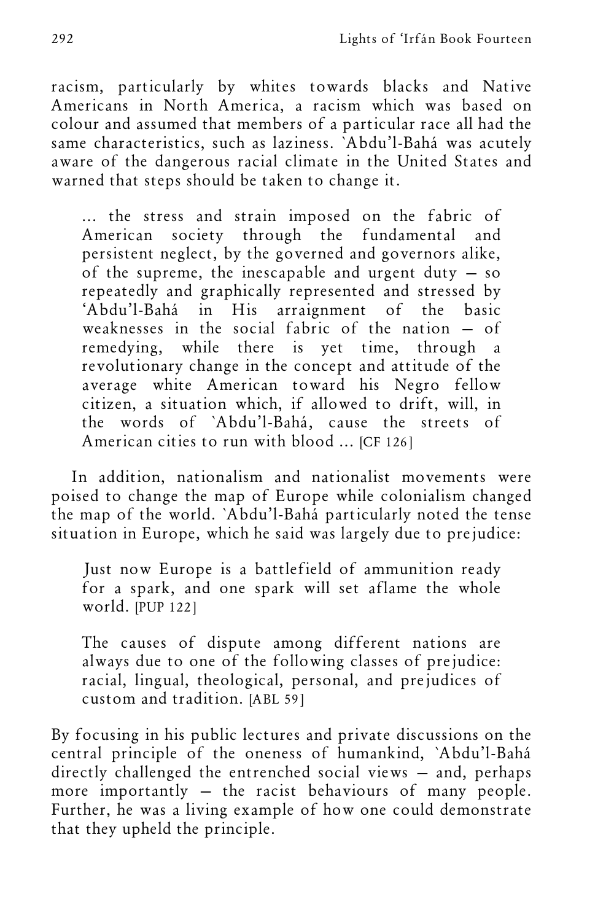racism, particularly by whites towards blacks and Native Americans in North America, a racism which was based on colour and assumed that members of a particular race all had the same characteristics, such as laziness. `Abdu'l-Bahá was acutely aware of the dangerous racial climate in the United States and warned that steps should be taken to change it.

> ... the stress and strain imposed on the fabric of American society through the fundamental and persistent neglect, by the governed and governors alike, of the supreme, the inescapable and urgent duty — so repeatedly and graphically represented and stressed by 'Abdu'l-Bahá in His arraignment of the basic weaknesses in the social fabric of the nation — of remedying, while there is yet time, through a revolutionary change in the concept and attitude of the average white American toward his Negro fellow citizen, a situation which, if allowed to drift, will, in the words of `Abdu'l-Bahá, cause the streets of American cities to run with blood ... [CF 126]

In addition, nationalism and nationalist movements were poised to change the map of Europe while colonialism changed the map of the world. `Abdu'l-Bahá particularly noted the tense situation in Europe, which he said was largely due to prejudice:

> Just now Europe is a battlefield of ammunition ready for a spark, and one spark will set aflame the whole world. [PUP 122]

> The causes of dispute among different nations are always due to one of the following classes of prejudice: racial, lingual, theological, personal, and prejudices of custom and tradition. [ABL 59]

By focusing in his public lectures and private discussions on the central principle of the oneness of humankind, `Abdu'l-Bahá directly challenged the entrenched social views — and, perhaps more importantly — the racist behaviours of many people. Further, he was a living example of how one could demonstrate that they upheld the principle.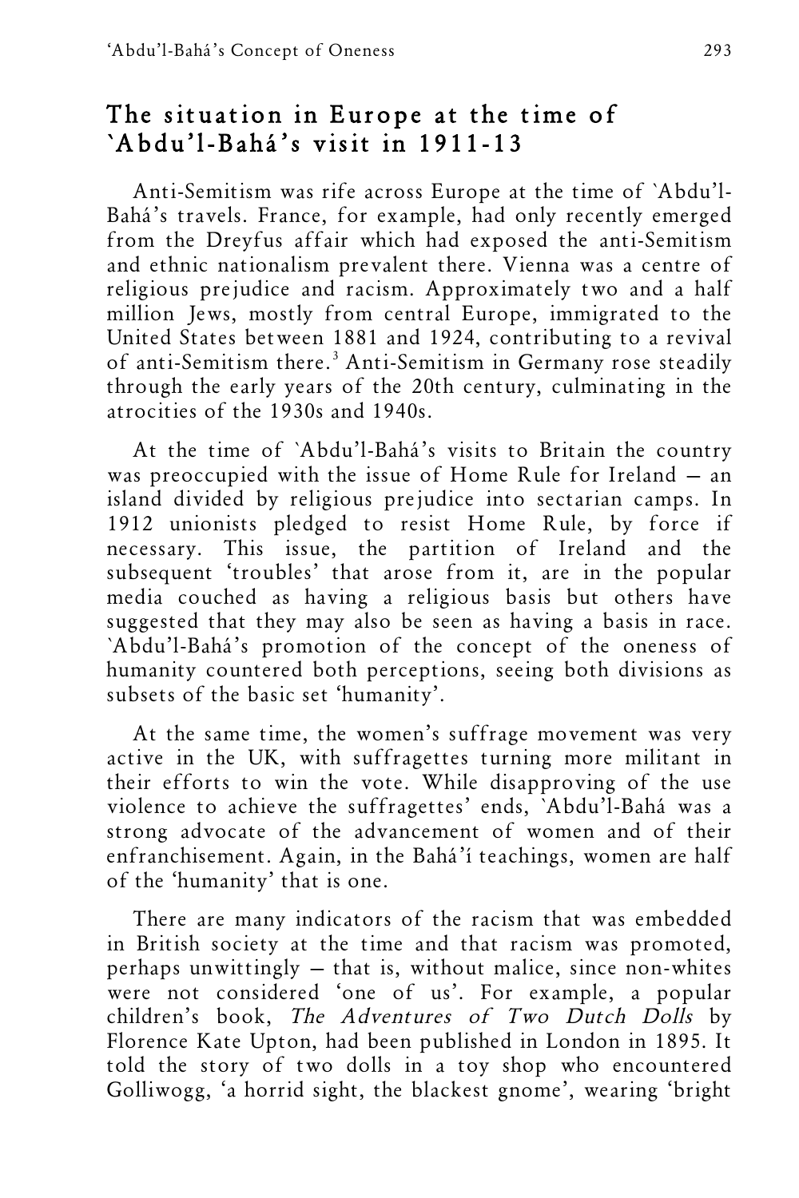## The situation in Europe at the time of `Abdu'l-Bahá's visit in 1911-13

Anti-Semitism was rife across Europe at the time of `Abdu'l-Bahá's travels. France, for example, had only recently emerged from the Dreyfus affair which had exposed the anti-Semitism and ethnic nationalism prevalent there. Vienna was a centre of religious prejudice and racism. Approximately two and a half million Jews, mostly from central Europe, immigrated to the United States between 1881 and 1924, contributing to a revival of anti-Semitism there.[3] Anti-Semitism in Germany rose steadily through the early years of the 20th century, culminating in the atrocities of the 1930s and 1940s.

At the time of `Abdu'l-Bahá's visits to Britain the country was preoccupied with the issue of Home Rule for Ireland – an island divided by religious prejudice into sectarian camps. In 1912 unionists pledged to resist Home Rule, by force if necessary. This issue, the partition of Ireland and the subsequent 'troubles' that arose from it, are in the popular media couched as having a religious basis but others have suggested that they may also be seen as having a basis in race. `Abdu'l-Bahá's promotion of the concept of the oneness of humanity countered both perceptions, seeing both divisions as subsets of the basic set 'humanity'.

At the same time, the women's suffrage movement was very active in the UK, with suffragettes turning more militant in their efforts to win the vote. While disapproving of the use violence to achieve the suffragettes' ends, `Abdu'l-Bahá was a strong advocate of the advancement of women and of their enfranchisement. Again, in the Bahá'í teachings, women are half of the 'humanity' that is one.

There are many indicators of the racism that was embedded in British society at the time and that racism was promoted, perhaps unwittingly – that is, without malice, since non-whites were not considered 'one of us'. For example, a popular children's book, *The Adventures of Two Dutch Dolls* by Florence Kate Upton, had been published in London in 1895. It told the story of two dolls in a toy shop who encountered Golliwogg, 'a horrid sight, the blackest gnome', wearing 'bright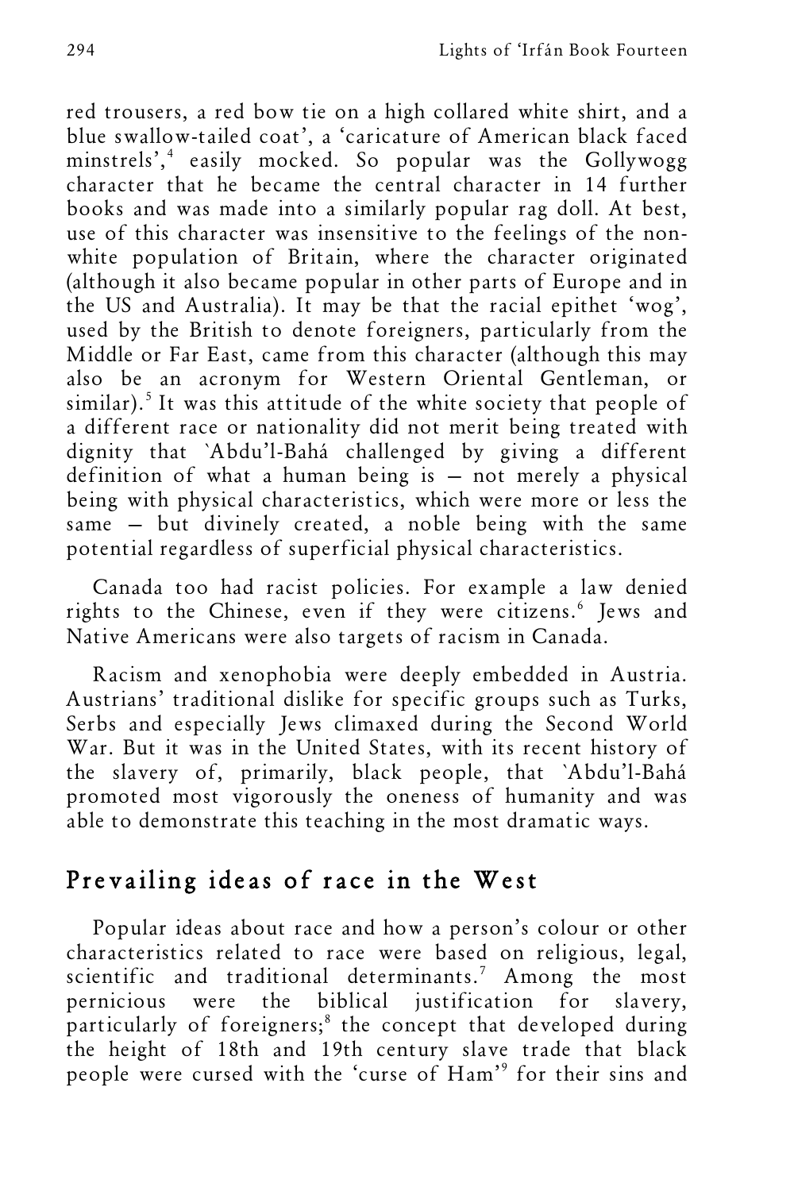red trousers, a red bow tie on a high collared white shirt, and a blue swallow-tailed coat', a 'caricature of American black faced minstrels',[4] easily mocked. So popular was the Gollywogg character that he became the central character in 14 further books and was made into a similarly popular rag doll. At best, use of this character was insensitive to the feelings of the non-white population of Britain, where the character originated (although it also became popular in other parts of Europe and in the US and Australia). It may be that the racial epithet 'wog', used by the British to denote foreigners, particularly from the Middle or Far East, came from this character (although this may also be an acronym for Western Oriental Gentleman, or similar).[5] It was this attitude of the white society that people of a different race or nationality did not merit being treated with dignity that `Abdu'l-Bahá challenged by giving a different definition of what a human being is — not merely a physical being with physical characteristics, which were more or less the same — but divinely created, a noble being with the same potential regardless of superficial physical characteristics.

Canada too had racist policies. For example a law denied rights to the Chinese, even if they were citizens.[6] Jews and Native Americans were also targets of racism in Canada.

Racism and xenophobia were deeply embedded in Austria. Austrians' traditional dislike for specific groups such as Turks, Serbs and especially Jews climaxed during the Second World War. But it was in the United States, with its recent history of the slavery of, primarily, black people, that `Abdu'l-Bahá promoted most vigorously the oneness of humanity and was able to demonstrate this teaching in the most dramatic ways.

## Prevailing ideas of race in the West

Popular ideas about race and how a person's colour or other characteristics related to race were based on religious, legal, scientific and traditional determinants.[7] Among the most pernicious were the biblical justification for slavery, particularly of foreigners;[8] the concept that developed during the height of 18th and 19th century slave trade that black people were cursed with the 'curse of Ham'[9] for their sins and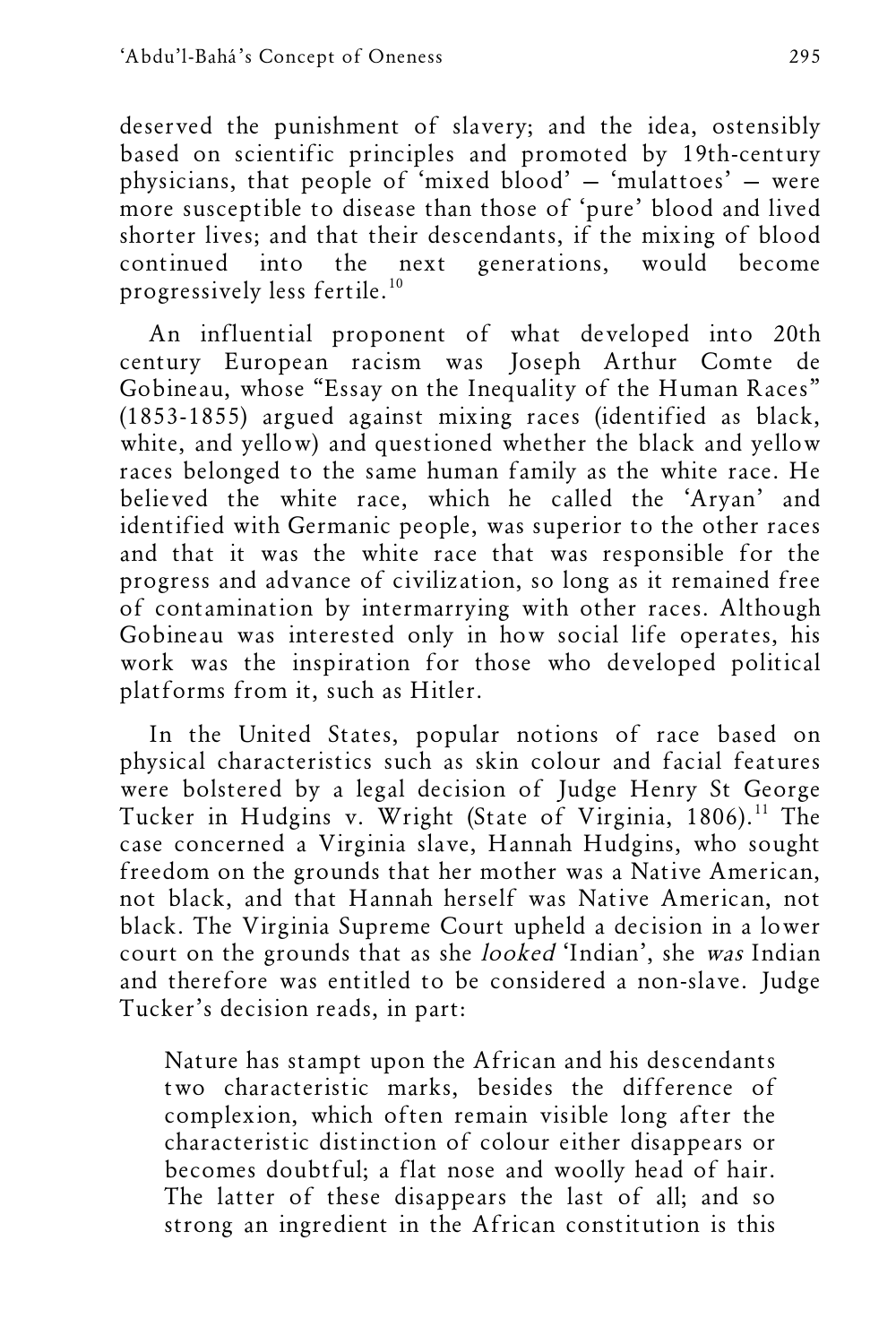deserved the punishment of slavery; and the idea, ostensibly based on scientific principles and promoted by 19th-century physicians, that people of 'mixed blood' – 'mulattoes' – were more susceptible to disease than those of 'pure' blood and lived shorter lives; and that their descendants, if the mixing of blood continued into the next generations, would become progressively less fertile.[10]

An influential proponent of what developed into 20th century European racism was Joseph Arthur Comte de Gobineau, whose "Essay on the Inequality of the Human Races" (1853-1855) argued against mixing races (identified as black, white, and yellow) and questioned whether the black and yellow races belonged to the same human family as the white race. He believed the white race, which he called the 'Aryan' and identified with Germanic people, was superior to the other races and that it was the white race that was responsible for the progress and advance of civilization, so long as it remained free of contamination by intermarrying with other races. Although Gobineau was interested only in how social life operates, his work was the inspiration for those who developed political platforms from it, such as Hitler.

In the United States, popular notions of race based on physical characteristics such as skin colour and facial features were bolstered by a legal decision of Judge Henry St George Tucker in Hudgins v. Wright (State of Virginia, 1806).[11] The case concerned a Virginia slave, Hannah Hudgins, who sought freedom on the grounds that her mother was a Native American, not black, and that Hannah herself was Native American, not black. The Virginia Supreme Court upheld a decision in a lower court on the grounds that as she *looked* 'Indian', she *was* Indian and therefore was entitled to be considered a non-slave. Judge Tucker's decision reads, in part:

> Nature has stampt upon the African and his descendants two characteristic marks, besides the difference of complexion, which often remain visible long after the characteristic distinction of colour either disappears or becomes doubtful; a flat nose and woolly head of hair. The latter of these disappears the last of all; and so strong an ingredient in the African constitution is this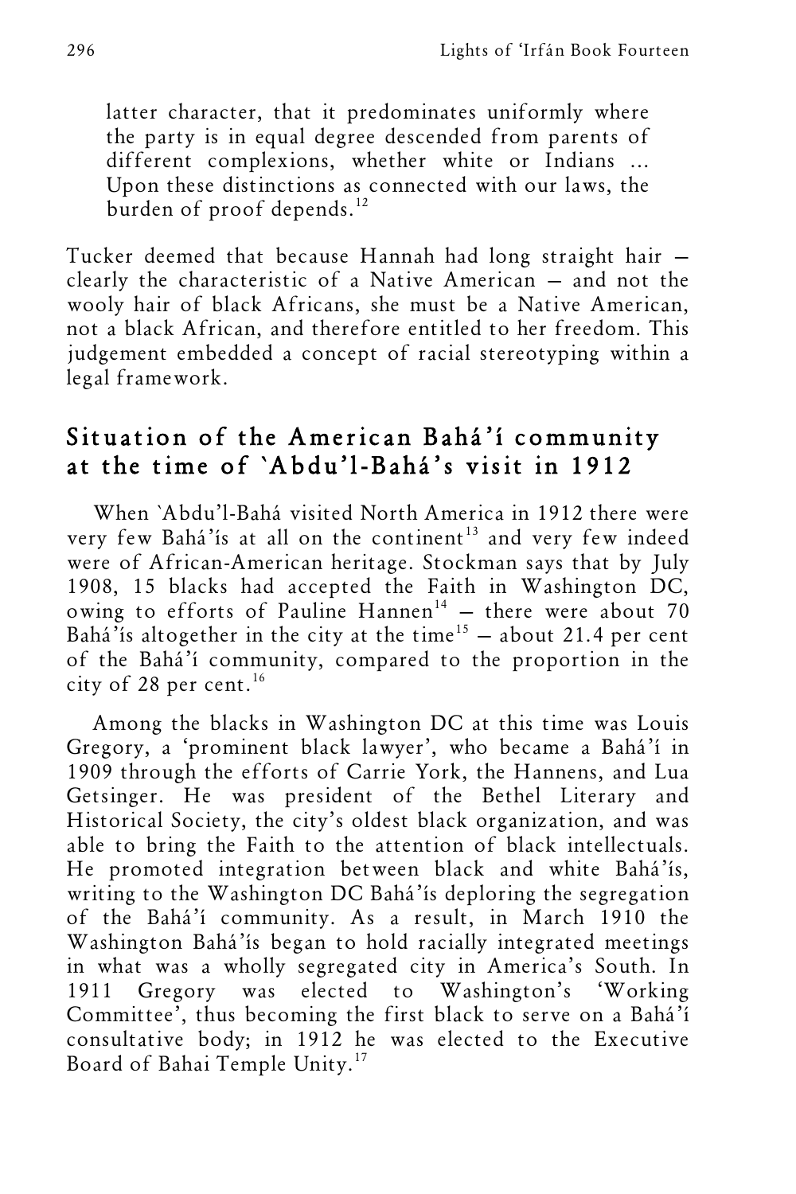> latter character, that it predominates uniformly where the party is in equal degree descended from parents of different complexions, whether white or Indians ... Upon these distinctions as connected with our laws, the burden of proof depends.[12]

Tucker deemed that because Hannah had long straight hair — clearly the characteristic of a Native American — and not the wooly hair of black Africans, she must be a Native American, not a black African, and therefore entitled to her freedom. This judgement embedded a concept of racial stereotyping within a legal framework.

## Situation of the American Bahá'í community at the time of `Abdu'l-Bahá's visit in 1912

When `Abdu'l-Bahá visited North America in 1912 there were very few Bahá'ís at all on the continent[13] and very few indeed were of African-American heritage. Stockman says that by July 1908, 15 blacks had accepted the Faith in Washington DC, owing to efforts of Pauline Hannen[14] — there were about 70 Bahá'ís altogether in the city at the time[15] — about 21.4 per cent of the Bahá'í community, compared to the proportion in the city of 28 per cent.[16]

Among the blacks in Washington DC at this time was Louis Gregory, a 'prominent black lawyer', who became a Bahá'í in 1909 through the efforts of Carrie York, the Hannens, and Lua Getsinger. He was president of the Bethel Literary and Historical Society, the city's oldest black organization, and was able to bring the Faith to the attention of black intellectuals. He promoted integration between black and white Bahá'ís, writing to the Washington DC Bahá'ís deploring the segregation of the Bahá'í community. As a result, in March 1910 the Washington Bahá'ís began to hold racially integrated meetings in what was a wholly segregated city in America's South. In 1911 Gregory was elected to Washington's 'Working Committee', thus becoming the first black to serve on a Bahá'í consultative body; in 1912 he was elected to the Executive Board of Bahai Temple Unity.[17]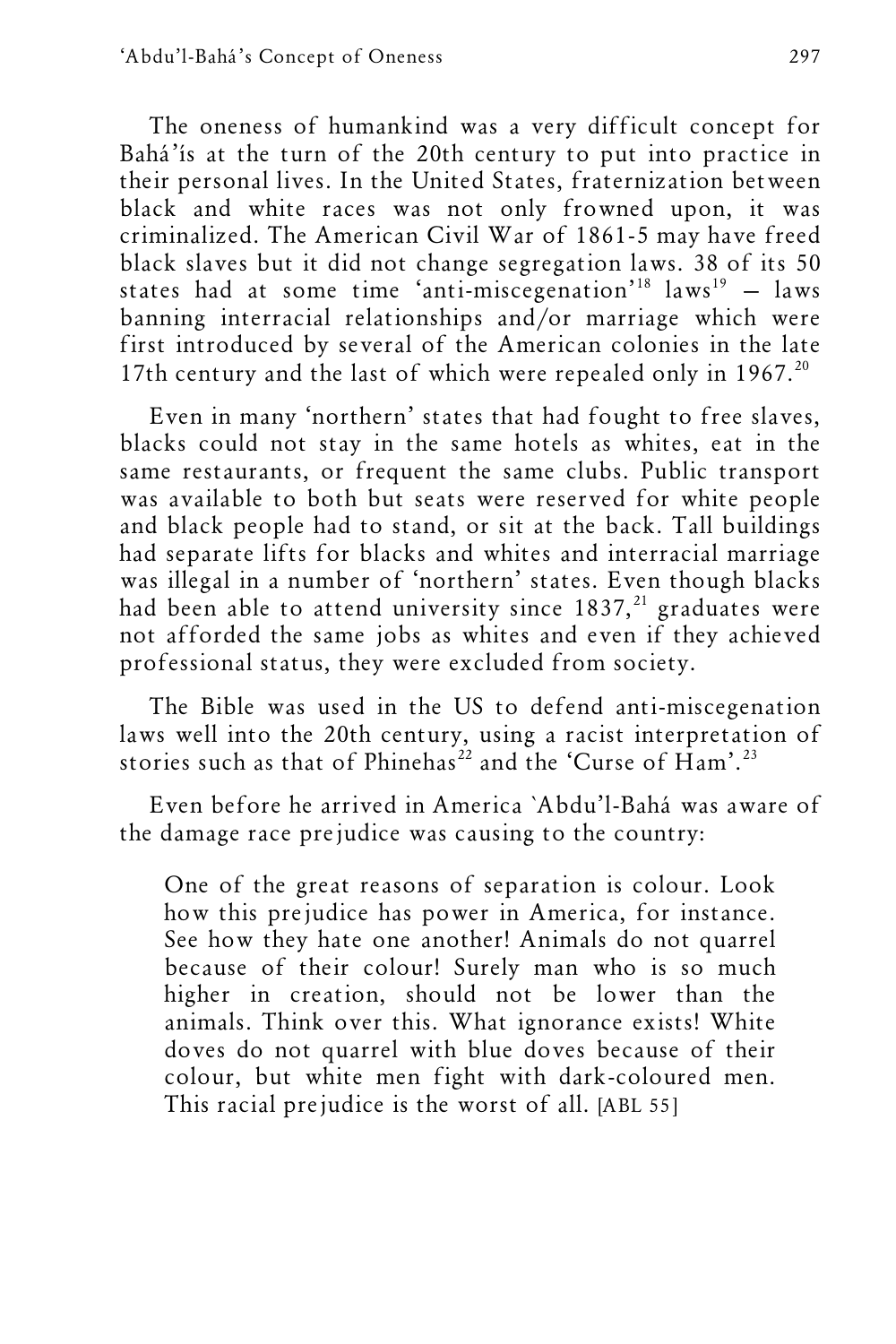The oneness of humankind was a very difficult concept for Bahá'ís at the turn of the 20th century to put into practice in their personal lives. In the United States, fraternization between black and white races was not only frowned upon, it was criminalized. The American Civil War of 1861-5 may have freed black slaves but it did not change segregation laws. 38 of its 50 states had at some time 'anti-miscegenation'[18] laws[19] – laws banning interracial relationships and/or marriage which were first introduced by several of the American colonies in the late 17th century and the last of which were repealed only in 1967.[20]

Even in many 'northern' states that had fought to free slaves, blacks could not stay in the same hotels as whites, eat in the same restaurants, or frequent the same clubs. Public transport was available to both but seats were reserved for white people and black people had to stand, or sit at the back. Tall buildings had separate lifts for blacks and whites and interracial marriage was illegal in a number of 'northern' states. Even though blacks had been able to attend university since 1837,[21] graduates were not afforded the same jobs as whites and even if they achieved professional status, they were excluded from society.

The Bible was used in the US to defend anti-miscegenation laws well into the 20th century, using a racist interpretation of stories such as that of Phinehas[22] and the 'Curse of Ham'.[23]

Even before he arrived in America `Abdu'l-Bahá was aware of the damage race prejudice was causing to the country:

> One of the great reasons of separation is colour. Look how this prejudice has power in America, for instance. See how they hate one another! Animals do not quarrel because of their colour! Surely man who is so much higher in creation, should not be lower than the animals. Think over this. What ignorance exists! White doves do not quarrel with blue doves because of their colour, but white men fight with dark-coloured men. This racial prejudice is the worst of all. [ABL 55]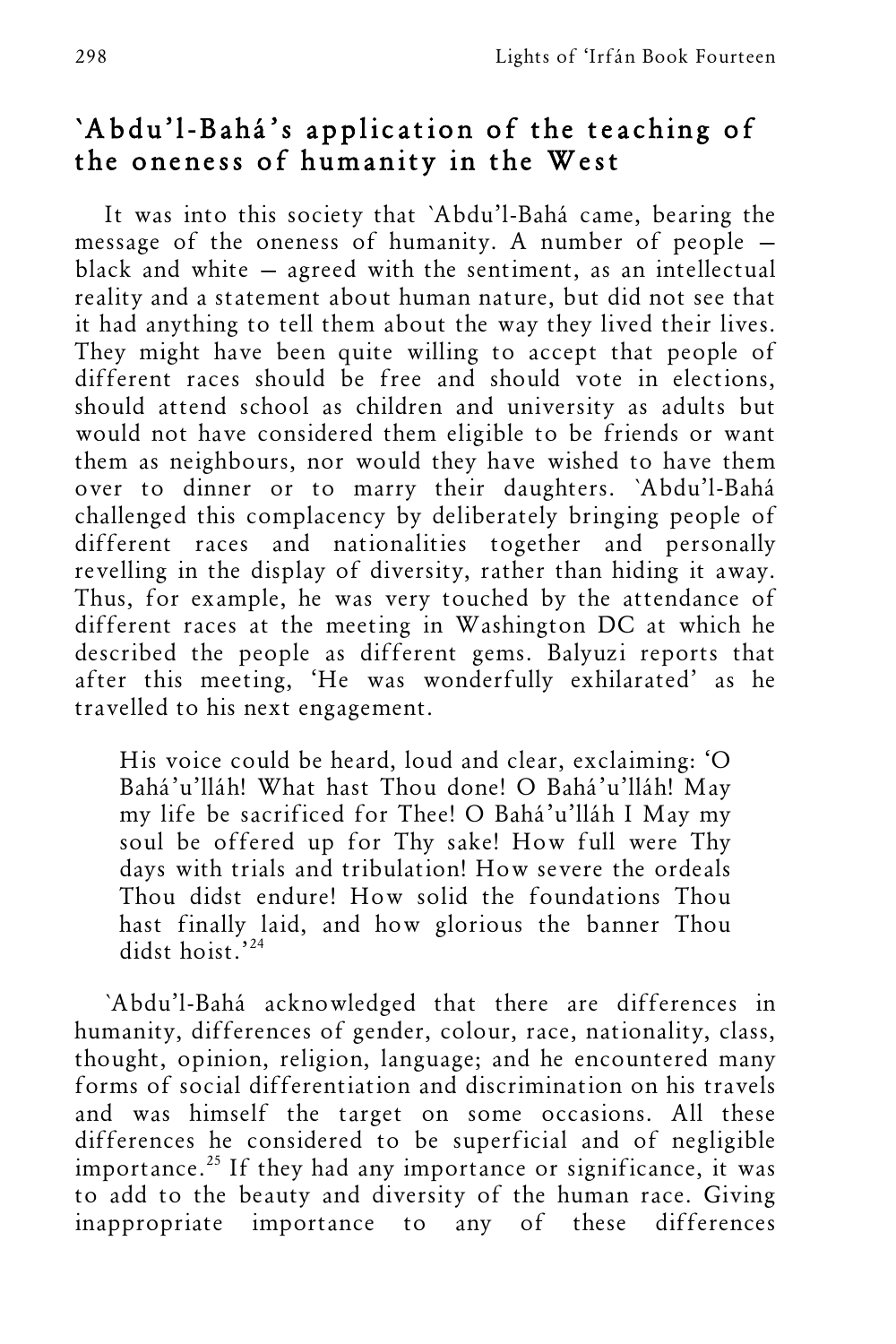## `Abdu'l-Bahá's application of the teaching of the oneness of humanity in the West

It was into this society that `Abdu'l-Bahá came, bearing the message of the oneness of humanity. A number of people – black and white – agreed with the sentiment, as an intellectual reality and a statement about human nature, but did not see that it had anything to tell them about the way they lived their lives. They might have been quite willing to accept that people of different races should be free and should vote in elections, should attend school as children and university as adults but would not have considered them eligible to be friends or want them as neighbours, nor would they have wished to have them over to dinner or to marry their daughters. `Abdu'l-Bahá challenged this complacency by deliberately bringing people of different races and nationalities together and personally revelling in the display of diversity, rather than hiding it away. Thus, for example, he was very touched by the attendance of different races at the meeting in Washington DC at which he described the people as different gems. Balyuzi reports that after this meeting, 'He was wonderfully exhilarated' as he travelled to his next engagement.

> His voice could be heard, loud and clear, exclaiming: 'O Bahá'u'lláh! What hast Thou done! O Bahá'u'lláh! May my life be sacrificed for Thee! O Bahá'u'lláh I May my soul be offered up for Thy sake! How full were Thy days with trials and tribulation! How severe the ordeals Thou didst endure! How solid the foundations Thou hast finally laid, and how glorious the banner Thou didst hoist.'[24]

`Abdu'l-Bahá acknowledged that there are differences in humanity, differences of gender, colour, race, nationality, class, thought, opinion, religion, language; and he encountered many forms of social differentiation and discrimination on his travels and was himself the target on some occasions. All these differences he considered to be superficial and of negligible importance.[25] If they had any importance or significance, it was to add to the beauty and diversity of the human race. Giving inappropriate importance to any of these differences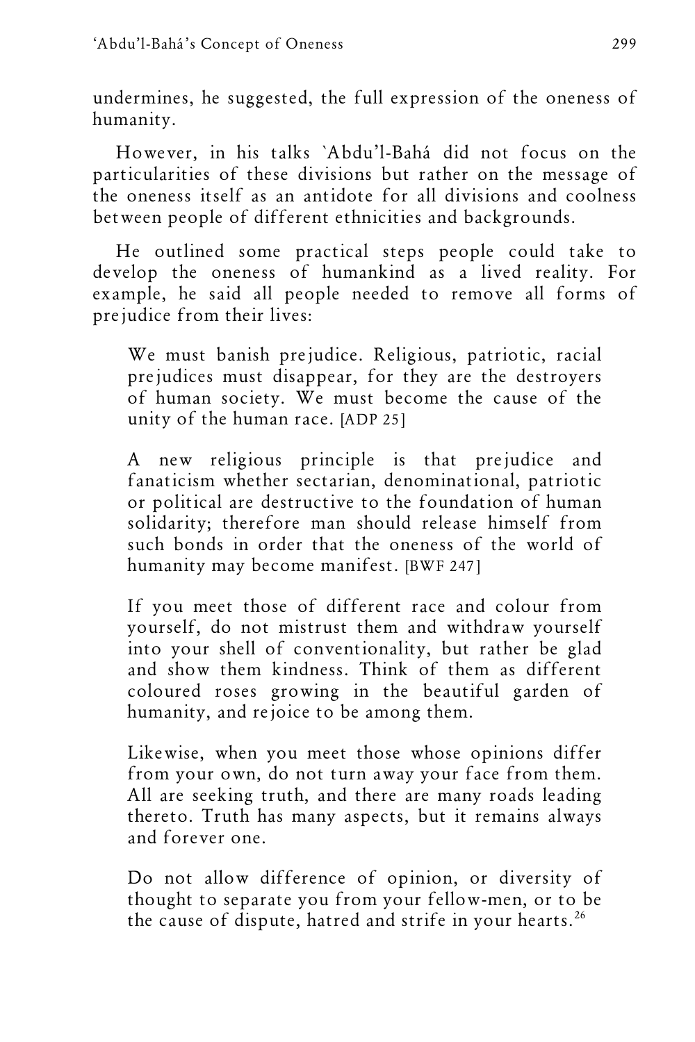undermines, he suggested, the full expression of the oneness of humanity.

However, in his talks `Abdu'l-Bahá did not focus on the particularities of these divisions but rather on the message of the oneness itself as an antidote for all divisions and coolness between people of different ethnicities and backgrounds.

He outlined some practical steps people could take to develop the oneness of humankind as a lived reality. For example, he said all people needed to remove all forms of prejudice from their lives:

> We must banish prejudice. Religious, patriotic, racial prejudices must disappear, for they are the destroyers of human society. We must become the cause of the unity of the human race. [ADP 25]
>
> A new religious principle is that prejudice and fanaticism whether sectarian, denominational, patriotic or political are destructive to the foundation of human solidarity; therefore man should release himself from such bonds in order that the oneness of the world of humanity may become manifest. [BWF 247]
>
> If you meet those of different race and colour from yourself, do not mistrust them and withdraw yourself into your shell of conventionality, but rather be glad and show them kindness. Think of them as different coloured roses growing in the beautiful garden of humanity, and rejoice to be among them.
>
> Likewise, when you meet those whose opinions differ from your own, do not turn away your face from them. All are seeking truth, and there are many roads leading thereto. Truth has many aspects, but it remains always and forever one.
>
> Do not allow difference of opinion, or diversity of thought to separate you from your fellow-men, or to be the cause of dispute, hatred and strife in your hearts.[26]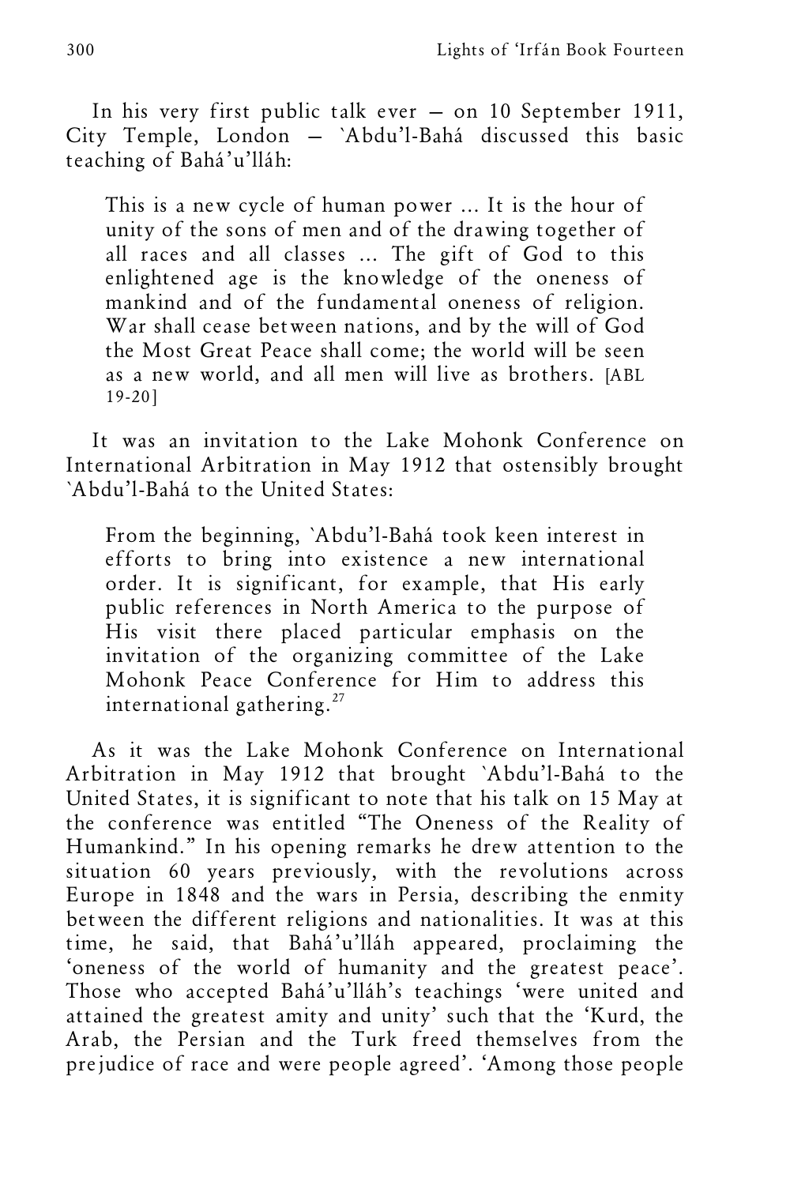In his very first public talk ever — on 10 September 1911, City Temple, London — `Abdu'l-Bahá discussed this basic teaching of Bahá'u'lláh:

> This is a new cycle of human power ... It is the hour of unity of the sons of men and of the drawing together of all races and all classes ... The gift of God to this enlightened age is the knowledge of the oneness of mankind and of the fundamental oneness of religion. War shall cease between nations, and by the will of God the Most Great Peace shall come; the world will be seen as a new world, and all men will live as brothers. [ABL 19-20]

It was an invitation to the Lake Mohonk Conference on International Arbitration in May 1912 that ostensibly brought `Abdu'l-Bahá to the United States:

> From the beginning, `Abdu'l-Bahá took keen interest in efforts to bring into existence a new international order. It is significant, for example, that His early public references in North America to the purpose of His visit there placed particular emphasis on the invitation of the organizing committee of the Lake Mohonk Peace Conference for Him to address this international gathering.[27]

As it was the Lake Mohonk Conference on International Arbitration in May 1912 that brought `Abdu'l-Bahá to the United States, it is significant to note that his talk on 15 May at the conference was entitled "The Oneness of the Reality of Humankind." In his opening remarks he drew attention to the situation 60 years previously, with the revolutions across Europe in 1848 and the wars in Persia, describing the enmity between the different religions and nationalities. It was at this time, he said, that Bahá'u'lláh appeared, proclaiming the 'oneness of the world of humanity and the greatest peace'. Those who accepted Bahá'u'lláh's teachings 'were united and attained the greatest amity and unity' such that the 'Kurd, the Arab, the Persian and the Turk freed themselves from the prejudice of race and were people agreed'. 'Among those people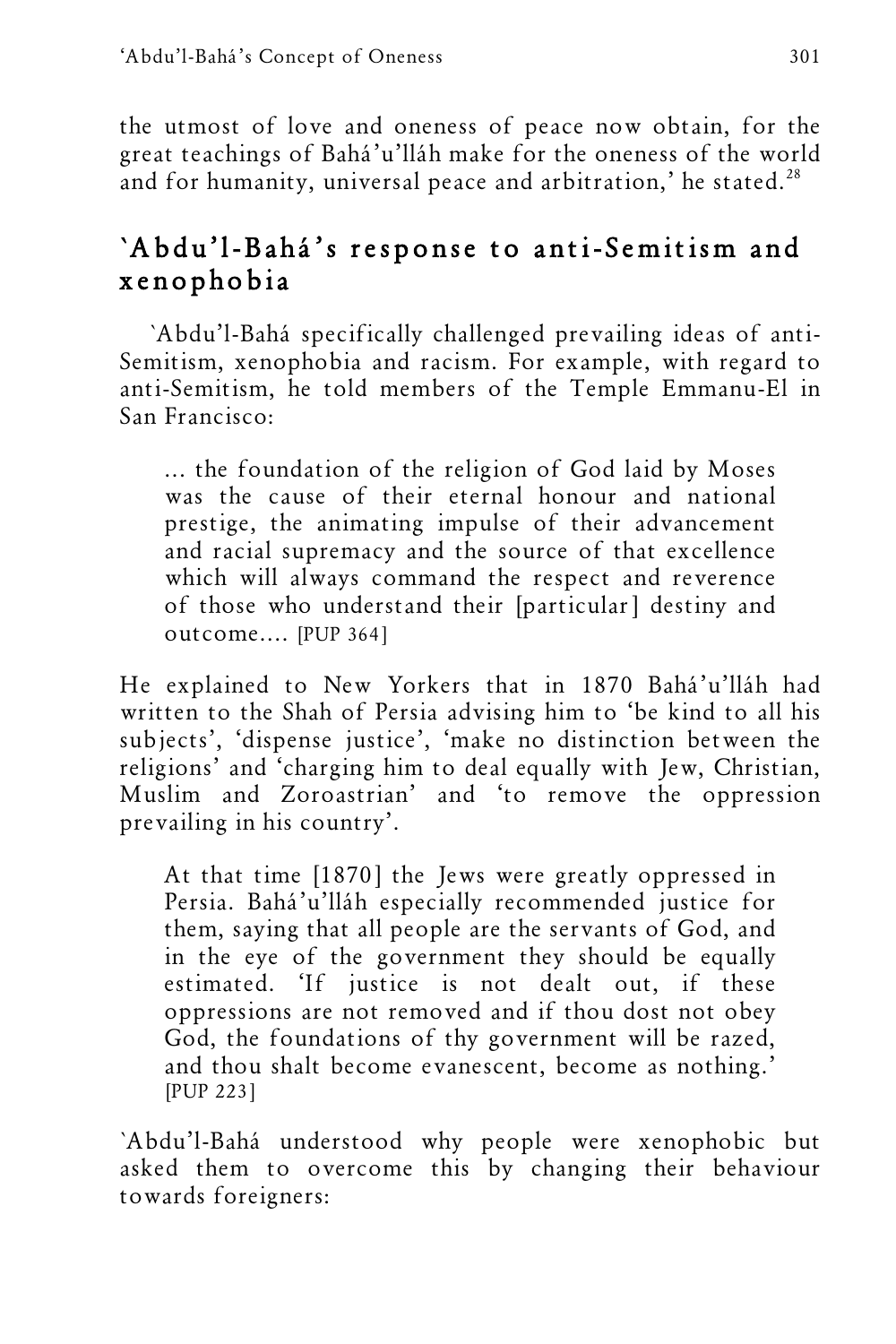the utmost of love and oneness of peace now obtain, for the great teachings of Bahá'u'lláh make for the oneness of the world and for humanity, universal peace and arbitration,' he stated.[28]

## `Abdu'l-Bahá's response to anti-Semitism and xenophobia

`Abdu'l-Bahá specifically challenged prevailing ideas of anti-Semitism, xenophobia and racism. For example, with regard to anti-Semitism, he told members of the Temple Emmanu-El in San Francisco:

> ... the foundation of the religion of God laid by Moses was the cause of their eternal honour and national prestige, the animating impulse of their advancement and racial supremacy and the source of that excellence which will always command the respect and reverence of those who understand their [particular] destiny and outcome.... [PUP 364]

He explained to New Yorkers that in 1870 Bahá'u'lláh had written to the Shah of Persia advising him to 'be kind to all his subjects', 'dispense justice', 'make no distinction between the religions' and 'charging him to deal equally with Jew, Christian, Muslim and Zoroastrian' and 'to remove the oppression prevailing in his country'.

> At that time [1870] the Jews were greatly oppressed in Persia. Bahá'u'lláh especially recommended justice for them, saying that all people are the servants of God, and in the eye of the government they should be equally estimated. 'If justice is not dealt out, if these oppressions are not removed and if thou dost not obey God, the foundations of thy government will be razed, and thou shalt become evanescent, become as nothing.' [PUP 223]

`Abdu'l-Bahá understood why people were xenophobic but asked them to overcome this by changing their behaviour towards foreigners: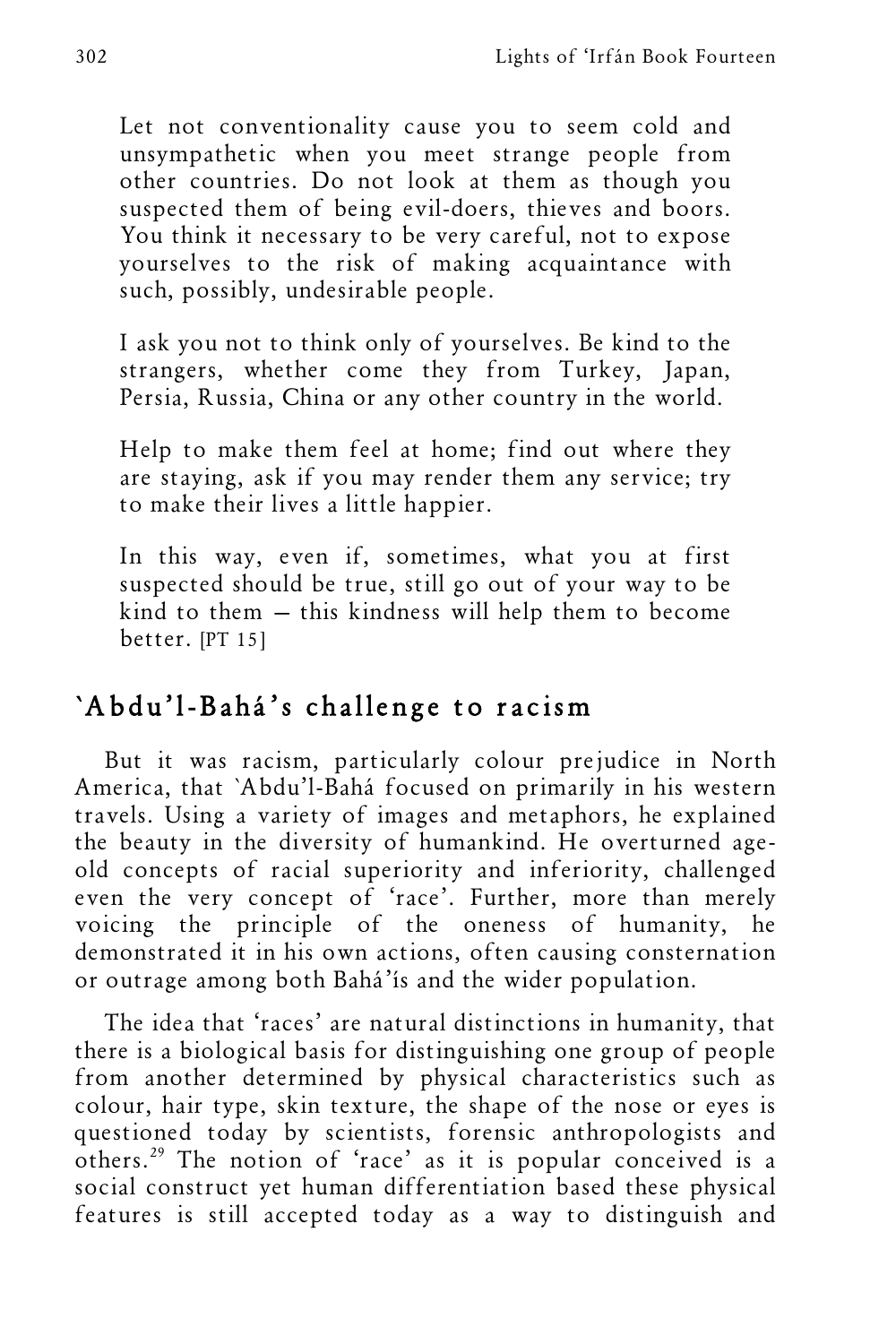Let not conventionality cause you to seem cold and unsympathetic when you meet strange people from other countries. Do not look at them as though you suspected them of being evil-doers, thieves and boors. You think it necessary to be very careful, not to expose yourselves to the risk of making acquaintance with such, possibly, undesirable people.

I ask you not to think only of yourselves. Be kind to the strangers, whether come they from Turkey, Japan, Persia, Russia, China or any other country in the world.

Help to make them feel at home; find out where they are staying, ask if you may render them any service; try to make their lives a little happier.

In this way, even if, sometimes, what you at first suspected should be true, still go out of your way to be kind to them — this kindness will help them to become better. [PT 15]

## `Abdu'l-Bahá's challenge to racism

But it was racism, particularly colour prejudice in North America, that `Abdu'l-Bahá focused on primarily in his western travels. Using a variety of images and metaphors, he explained the beauty in the diversity of humankind. He overturned age-old concepts of racial superiority and inferiority, challenged even the very concept of 'race'. Further, more than merely voicing the principle of the oneness of humanity, he demonstrated it in his own actions, often causing consternation or outrage among both Bahá'ís and the wider population.

The idea that 'races' are natural distinctions in humanity, that there is a biological basis for distinguishing one group of people from another determined by physical characteristics such as colour, hair type, skin texture, the shape of the nose or eyes is questioned today by scientists, forensic anthropologists and others.[29] The notion of 'race' as it is popular conceived is a social construct yet human differentiation based these physical features is still accepted today as a way to distinguish and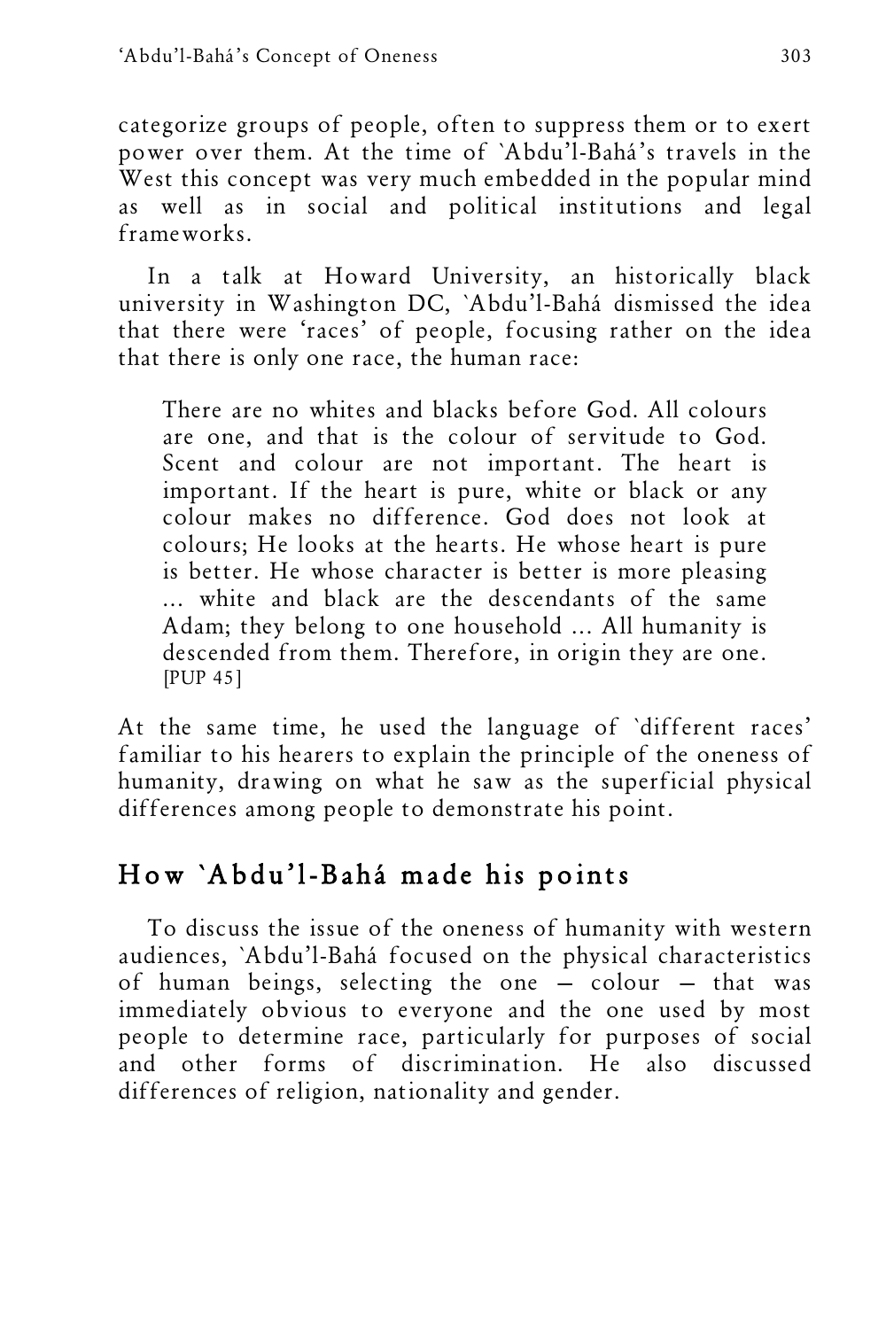categorize groups of people, often to suppress them or to exert power over them. At the time of `Abdu'l-Bahá's travels in the West this concept was very much embedded in the popular mind as well as in social and political institutions and legal frameworks.

In a talk at Howard University, an historically black university in Washington DC, `Abdu'l-Bahá dismissed the idea that there were 'races' of people, focusing rather on the idea that there is only one race, the human race:

> There are no whites and blacks before God. All colours are one, and that is the colour of servitude to God. Scent and colour are not important. The heart is important. If the heart is pure, white or black or any colour makes no difference. God does not look at colours; He looks at the hearts. He whose heart is pure is better. He whose character is better is more pleasing ... white and black are the descendants of the same Adam; they belong to one household ... All humanity is descended from them. Therefore, in origin they are one. [PUP 45]

At the same time, he used the language of `different races' familiar to his hearers to explain the principle of the oneness of humanity, drawing on what he saw as the superficial physical differences among people to demonstrate his point.

## How `Abdu'l-Bahá made his points

To discuss the issue of the oneness of humanity with western audiences, `Abdu'l-Bahá focused on the physical characteristics of human beings, selecting the one – colour – that was immediately obvious to everyone and the one used by most people to determine race, particularly for purposes of social and other forms of discrimination. He also discussed differences of religion, nationality and gender.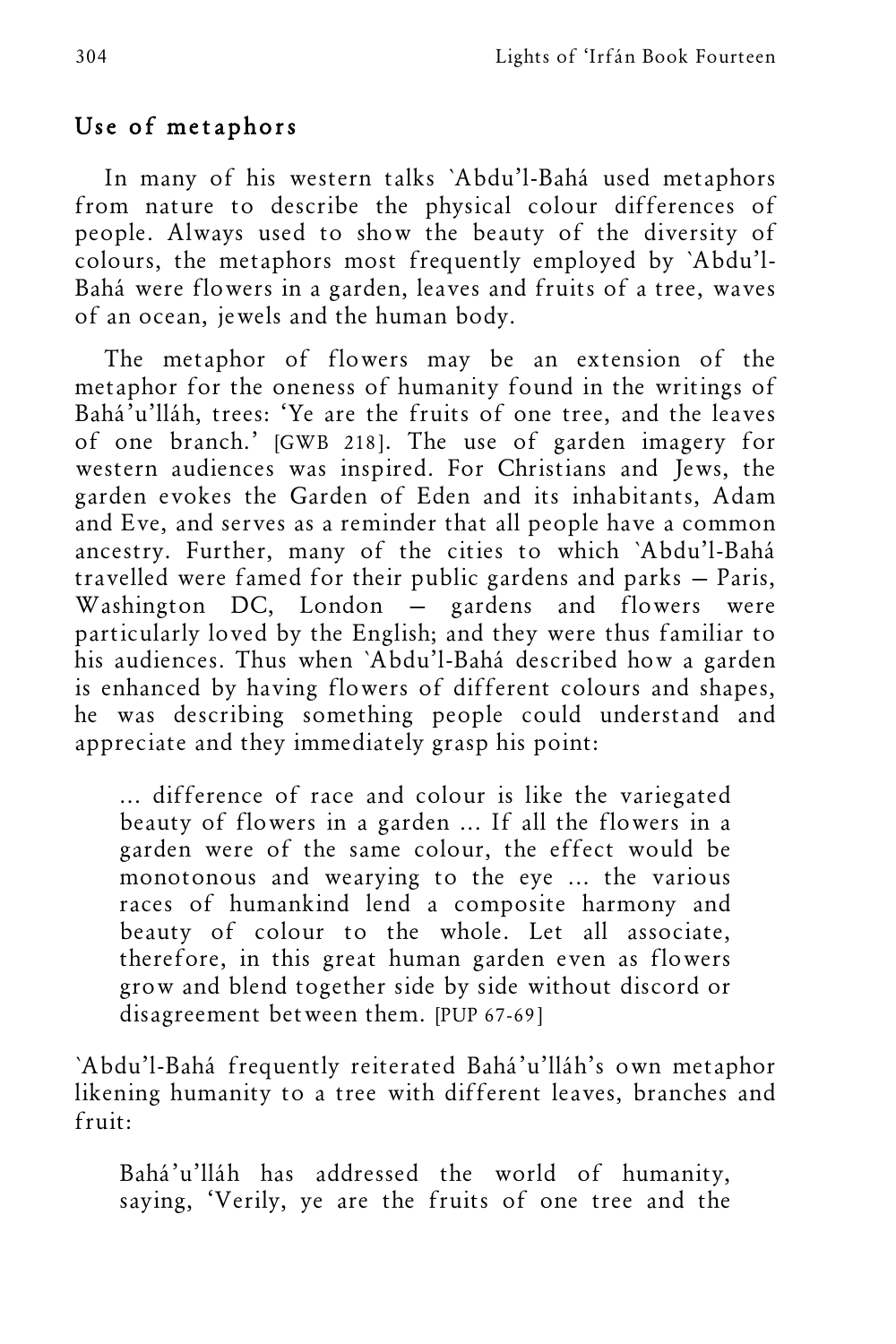## Use of metaphors

In many of his western talks `Abdu'l-Bahá used metaphors from nature to describe the physical colour differences of people. Always used to show the beauty of the diversity of colours, the metaphors most frequently employed by `Abdu'l-Bahá were flowers in a garden, leaves and fruits of a tree, waves of an ocean, jewels and the human body.

The metaphor of flowers may be an extension of the metaphor for the oneness of humanity found in the writings of Bahá'u'lláh, trees: 'Ye are the fruits of one tree, and the leaves of one branch.' [GWB 218]. The use of garden imagery for western audiences was inspired. For Christians and Jews, the garden evokes the Garden of Eden and its inhabitants, Adam and Eve, and serves as a reminder that all people have a common ancestry. Further, many of the cities to which `Abdu'l-Bahá travelled were famed for their public gardens and parks — Paris, Washington DC, London — gardens and flowers were particularly loved by the English; and they were thus familiar to his audiences. Thus when `Abdu'l-Bahá described how a garden is enhanced by having flowers of different colours and shapes, he was describing something people could understand and appreciate and they immediately grasp his point:

> ... difference of race and colour is like the variegated beauty of flowers in a garden ... If all the flowers in a garden were of the same colour, the effect would be monotonous and wearying to the eye ... the various races of humankind lend a composite harmony and beauty of colour to the whole. Let all associate, therefore, in this great human garden even as flowers grow and blend together side by side without discord or disagreement between them. [PUP 67-69]

`Abdu'l-Bahá frequently reiterated Bahá'u'lláh's own metaphor likening humanity to a tree with different leaves, branches and fruit:

> Bahá'u'lláh has addressed the world of humanity, saying, 'Verily, ye are the fruits of one tree and the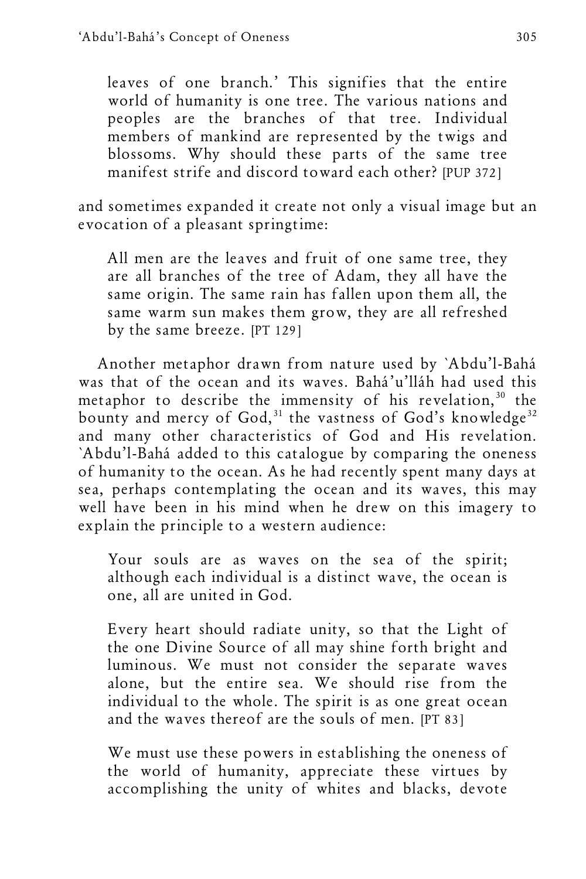> leaves of one branch.' This signifies that the entire world of humanity is one tree. The various nations and peoples are the branches of that tree. Individual members of mankind are represented by the twigs and blossoms. Why should these parts of the same tree manifest strife and discord toward each other? [PUP 372]

and sometimes expanded it create not only a visual image but an evocation of a pleasant springtime:

> All men are the leaves and fruit of one same tree, they are all branches of the tree of Adam, they all have the same origin. The same rain has fallen upon them all, the same warm sun makes them grow, they are all refreshed by the same breeze. [PT 129]

Another metaphor drawn from nature used by `Abdu'l-Bahá was that of the ocean and its waves. Bahá'u'lláh had used this metaphor to describe the immensity of his revelation,[30] the bounty and mercy of God,[31] the vastness of God's knowledge[32] and many other characteristics of God and His revelation. `Abdu'l-Bahá added to this catalogue by comparing the oneness of humanity to the ocean. As he had recently spent many days at sea, perhaps contemplating the ocean and its waves, this may well have been in his mind when he drew on this imagery to explain the principle to a western audience:

> Your souls are as waves on the sea of the spirit; although each individual is a distinct wave, the ocean is one, all are united in God.
>
> Every heart should radiate unity, so that the Light of the one Divine Source of all may shine forth bright and luminous. We must not consider the separate waves alone, but the entire sea. We should rise from the individual to the whole. The spirit is as one great ocean and the waves thereof are the souls of men. [PT 83]
>
> We must use these powers in establishing the oneness of the world of humanity, appreciate these virtues by accomplishing the unity of whites and blacks, devote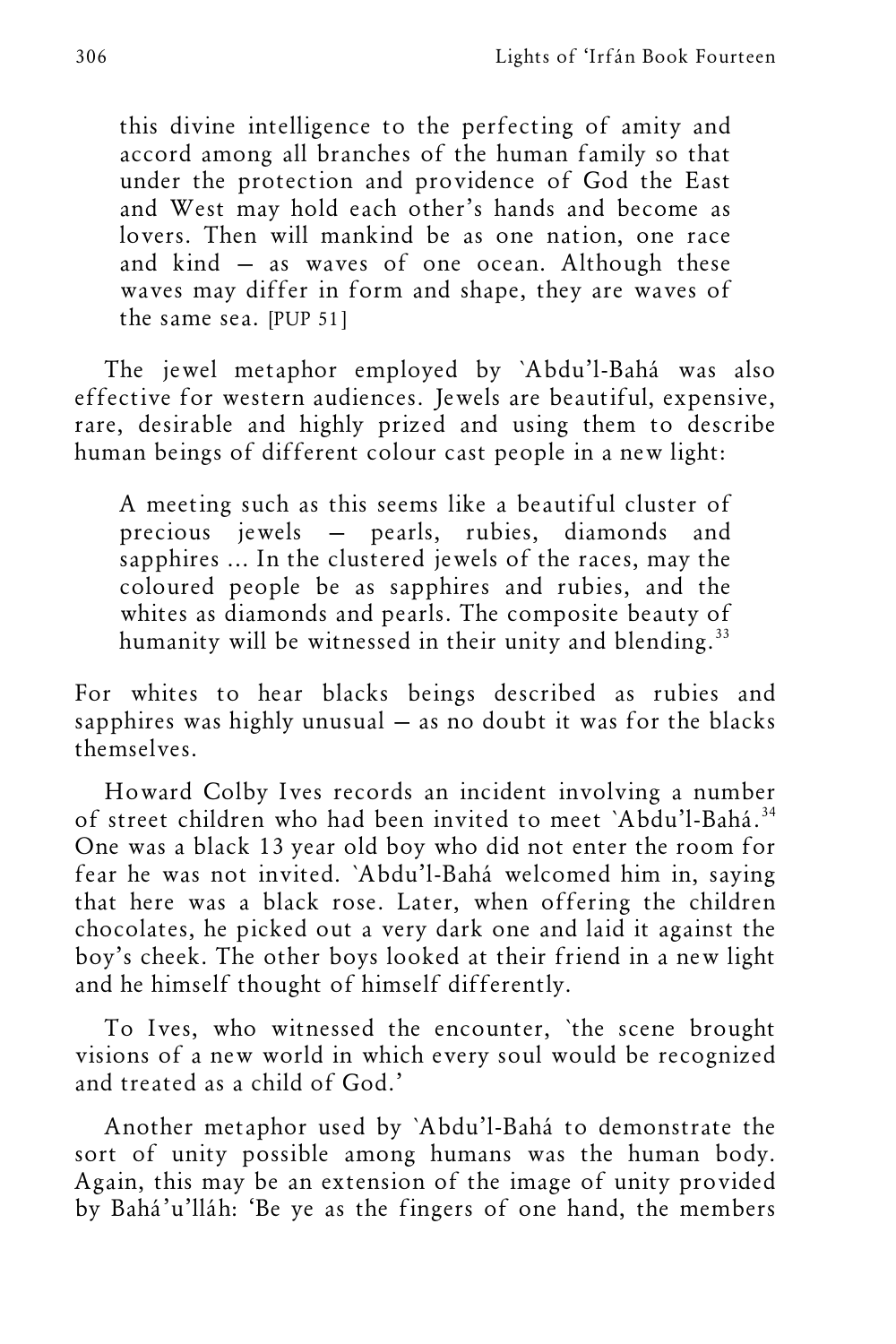> this divine intelligence to the perfecting of amity and accord among all branches of the human family so that under the protection and providence of God the East and West may hold each other's hands and become as lovers. Then will mankind be as one nation, one race and kind — as waves of one ocean. Although these waves may differ in form and shape, they are waves of the same sea. [PUP 51]

The jewel metaphor employed by `Abdu'l-Bahá was also effective for western audiences. Jewels are beautiful, expensive, rare, desirable and highly prized and using them to describe human beings of different colour cast people in a new light:

> A meeting such as this seems like a beautiful cluster of precious jewels — pearls, rubies, diamonds and sapphires ... In the clustered jewels of the races, may the coloured people be as sapphires and rubies, and the whites as diamonds and pearls. The composite beauty of humanity will be witnessed in their unity and blending.[33]

For whites to hear blacks beings described as rubies and sapphires was highly unusual — as no doubt it was for the blacks themselves.

Howard Colby Ives records an incident involving a number of street children who had been invited to meet `Abdu'l-Bahá.[34] One was a black 13 year old boy who did not enter the room for fear he was not invited. `Abdu'l-Bahá welcomed him in, saying that here was a black rose. Later, when offering the children chocolates, he picked out a very dark one and laid it against the boy's cheek. The other boys looked at their friend in a new light and he himself thought of himself differently.

To Ives, who witnessed the encounter, `the scene brought visions of a new world in which every soul would be recognized and treated as a child of God.'

Another metaphor used by `Abdu'l-Bahá to demonstrate the sort of unity possible among humans was the human body. Again, this may be an extension of the image of unity provided by Bahá'u'lláh: 'Be ye as the fingers of one hand, the members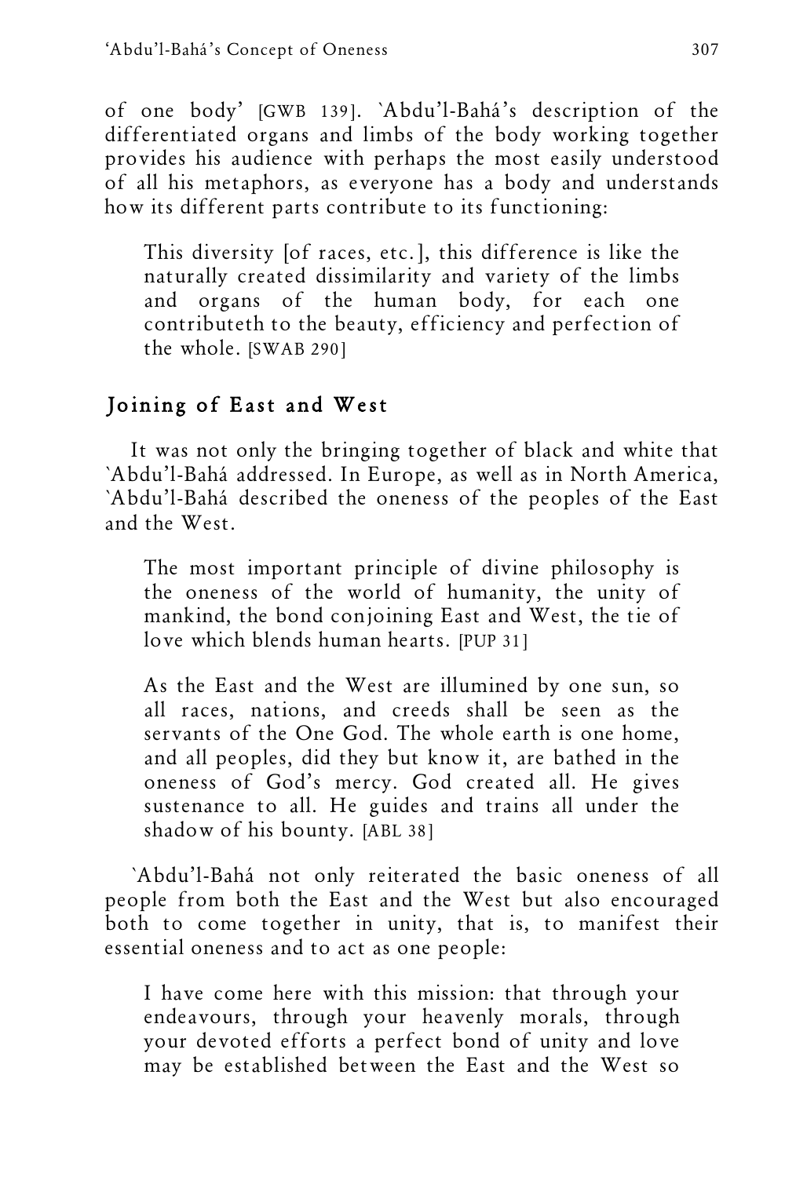of one body' [GWB 139]. `Abdu'l-Bahá's description of the differentiated organs and limbs of the body working together provides his audience with perhaps the most easily understood of all his metaphors, as everyone has a body and understands how its different parts contribute to its functioning:

> This diversity [of races, etc.], this difference is like the naturally created dissimilarity and variety of the limbs and organs of the human body, for each one contributeth to the beauty, efficiency and perfection of the whole. [SWAB 290]

## Joining of East and West

It was not only the bringing together of black and white that `Abdu'l-Bahá addressed. In Europe, as well as in North America, `Abdu'l-Bahá described the oneness of the peoples of the East and the West.

> The most important principle of divine philosophy is the oneness of the world of humanity, the unity of mankind, the bond conjoining East and West, the tie of love which blends human hearts. [PUP 31]

> As the East and the West are illumined by one sun, so all races, nations, and creeds shall be seen as the servants of the One God. The whole earth is one home, and all peoples, did they but know it, are bathed in the oneness of God's mercy. God created all. He gives sustenance to all. He guides and trains all under the shadow of his bounty. [ABL 38]

`Abdu'l-Bahá not only reiterated the basic oneness of all people from both the East and the West but also encouraged both to come together in unity, that is, to manifest their essential oneness and to act as one people:

> I have come here with this mission: that through your endeavours, through your heavenly morals, through your devoted efforts a perfect bond of unity and love may be established between the East and the West so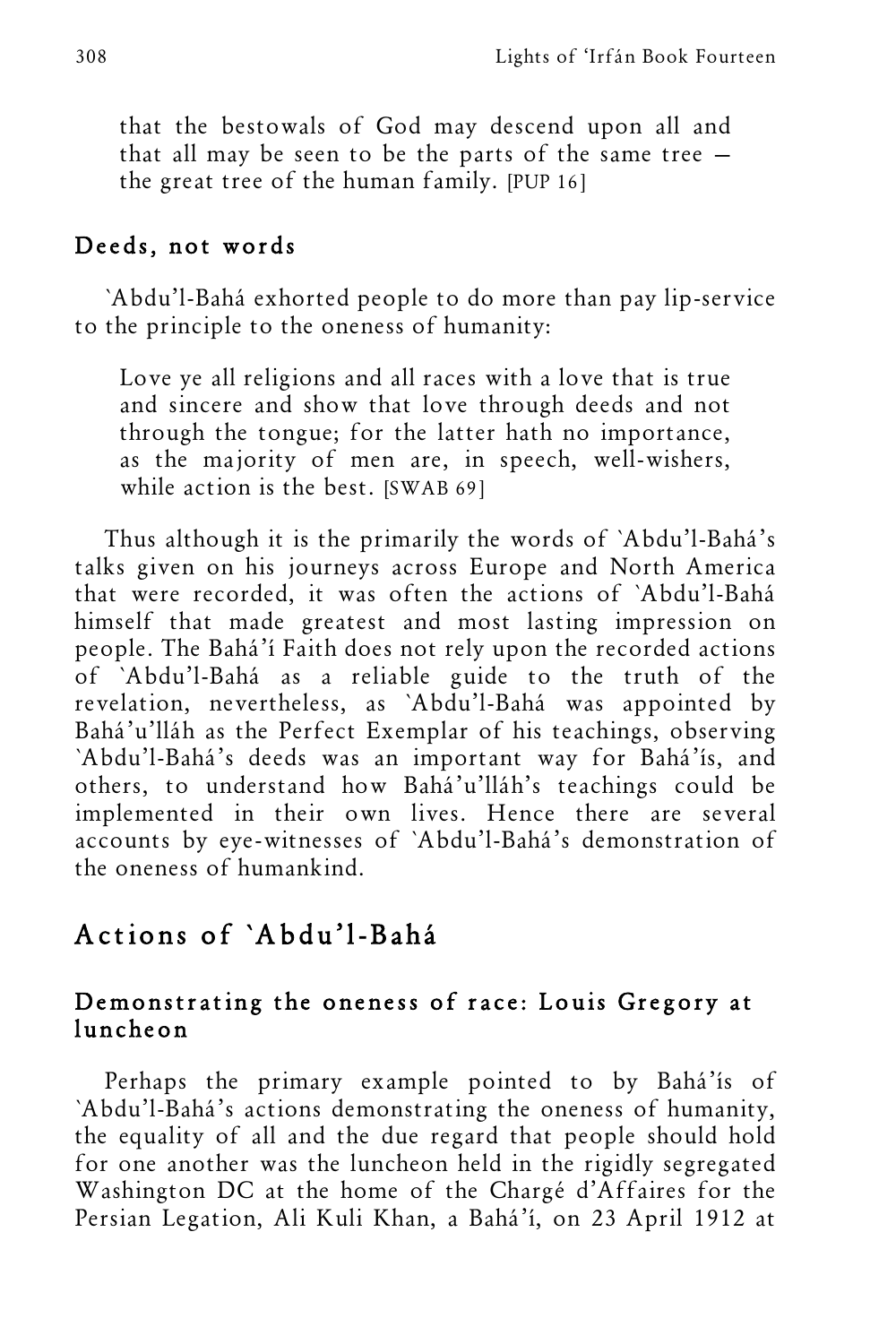> that the bestowals of God may descend upon all and that all may be seen to be the parts of the same tree — the great tree of the human family. [PUP 16]

### Deeds, not words

`Abdu'l-Bahá exhorted people to do more than pay lip-service to the principle to the oneness of humanity:

> Love ye all religions and all races with a love that is true and sincere and show that love through deeds and not through the tongue; for the latter hath no importance, as the majority of men are, in speech, well-wishers, while action is the best. [SWAB 69]

Thus although it is the primarily the words of `Abdu'l-Bahá's talks given on his journeys across Europe and North America that were recorded, it was often the actions of `Abdu'l-Bahá himself that made greatest and most lasting impression on people. The Bahá'í Faith does not rely upon the recorded actions of `Abdu'l-Bahá as a reliable guide to the truth of the revelation, nevertheless, as `Abdu'l-Bahá was appointed by Bahá'u'lláh as the Perfect Exemplar of his teachings, observing `Abdu'l-Bahá's deeds was an important way for Bahá'ís, and others, to understand how Bahá'u'lláh's teachings could be implemented in their own lives. Hence there are several accounts by eye-witnesses of `Abdu'l-Bahá's demonstration of the oneness of humankind.

## Actions of `Abdu'l-Bahá

### Demonstrating the oneness of race: Louis Gregory at luncheon

Perhaps the primary example pointed to by Bahá'ís of `Abdu'l-Bahá's actions demonstrating the oneness of humanity, the equality of all and the due regard that people should hold for one another was the luncheon held in the rigidly segregated Washington DC at the home of the Chargé d'Affaires for the Persian Legation, Ali Kuli Khan, a Bahá'í, on 23 April 1912 at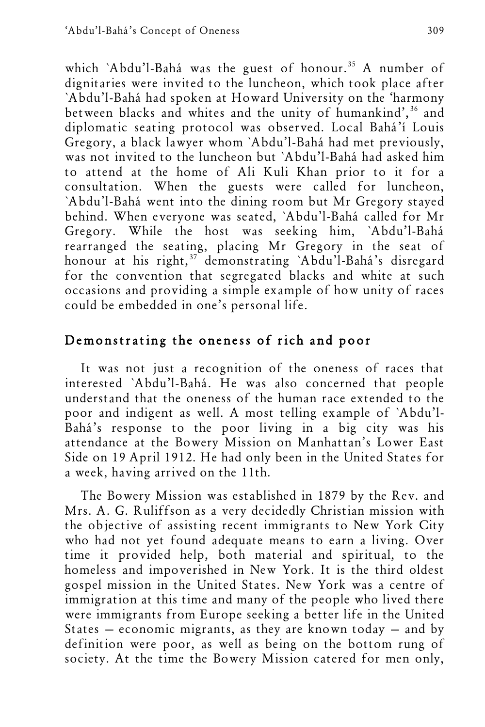which `Abdu'l-Bahá was the guest of honour.[35] A number of dignitaries were invited to the luncheon, which took place after `Abdu'l-Bahá had spoken at Howard University on the 'harmony between blacks and whites and the unity of humankind',[36] and diplomatic seating protocol was observed. Local Bahá'í Louis Gregory, a black lawyer whom `Abdu'l-Bahá had met previously, was not invited to the luncheon but `Abdu'l-Bahá had asked him to attend at the home of Ali Kuli Khan prior to it for a consultation. When the guests were called for luncheon, `Abdu'l-Bahá went into the dining room but Mr Gregory stayed behind. When everyone was seated, `Abdu'l-Bahá called for Mr Gregory. While the host was seeking him, `Abdu'l-Bahá rearranged the seating, placing Mr Gregory in the seat of honour at his right,[37] demonstrating `Abdu'l-Bahá's disregard for the convention that segregated blacks and white at such occasions and providing a simple example of how unity of races could be embedded in one's personal life.

## Demonstrating the oneness of rich and poor

It was not just a recognition of the oneness of races that interested `Abdu'l-Bahá. He was also concerned that people understand that the oneness of the human race extended to the poor and indigent as well. A most telling example of `Abdu'l-Bahá's response to the poor living in a big city was his attendance at the Bowery Mission on Manhattan's Lower East Side on 19 April 1912. He had only been in the United States for a week, having arrived on the 11th.

The Bowery Mission was established in 1879 by the Rev. and Mrs. A. G. Ruliffson as a very decidedly Christian mission with the objective of assisting recent immigrants to New York City who had not yet found adequate means to earn a living. Over time it provided help, both material and spiritual, to the homeless and impoverished in New York. It is the third oldest gospel mission in the United States. New York was a centre of immigration at this time and many of the people who lived there were immigrants from Europe seeking a better life in the United States – economic migrants, as they are known today – and by definition were poor, as well as being on the bottom rung of society. At the time the Bowery Mission catered for men only,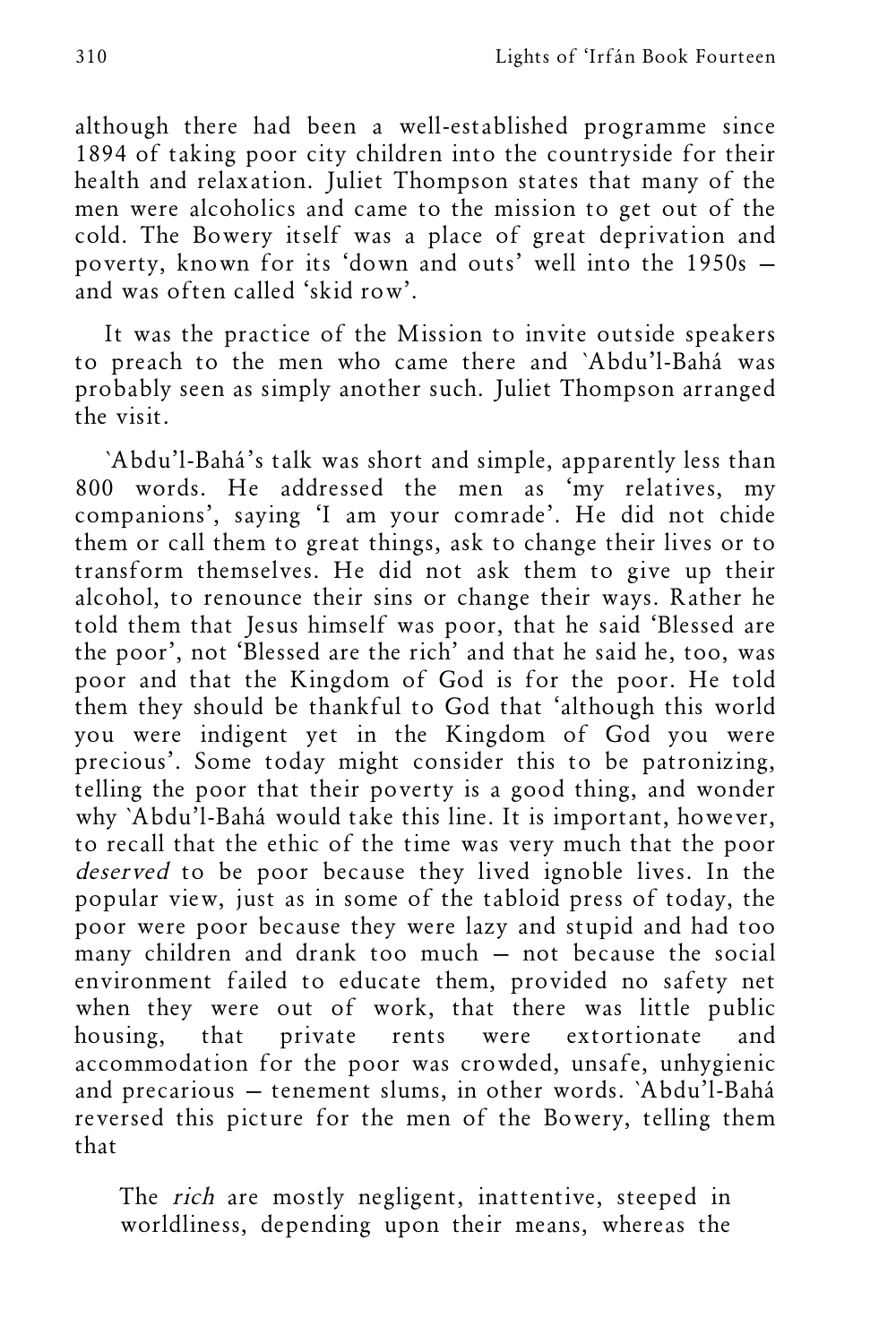although there had been a well-established programme since 1894 of taking poor city children into the countryside for their health and relaxation. Juliet Thompson states that many of the men were alcoholics and came to the mission to get out of the cold. The Bowery itself was a place of great deprivation and poverty, known for its 'down and outs' well into the 1950s – and was often called 'skid row'.

It was the practice of the Mission to invite outside speakers to preach to the men who came there and `Abdu'l-Bahá was probably seen as simply another such. Juliet Thompson arranged the visit.

`Abdu'l-Bahá's talk was short and simple, apparently less than 800 words. He addressed the men as 'my relatives, my companions', saying 'I am your comrade'. He did not chide them or call them to great things, ask to change their lives or to transform themselves. He did not ask them to give up their alcohol, to renounce their sins or change their ways. Rather he told them that Jesus himself was poor, that he said 'Blessed are the poor', not 'Blessed are the rich' and that he said he, too, was poor and that the Kingdom of God is for the poor. He told them they should be thankful to God that 'although this world you were indigent yet in the Kingdom of God you were precious'. Some today might consider this to be patronizing, telling the poor that their poverty is a good thing, and wonder why `Abdu'l-Bahá would take this line. It is important, however, to recall that the ethic of the time was very much that the poor *deserved* to be poor because they lived ignoble lives. In the popular view, just as in some of the tabloid press of today, the poor were poor because they were lazy and stupid and had too many children and drank too much – not because the social environment failed to educate them, provided no safety net when they were out of work, that there was little public housing, that private rents were extortionate and accommodation for the poor was crowded, unsafe, unhygienic and precarious – tenement slums, in other words. `Abdu'l-Bahá reversed this picture for the men of the Bowery, telling them that

> The *rich* are mostly negligent, inattentive, steeped in worldliness, depending upon their means, whereas the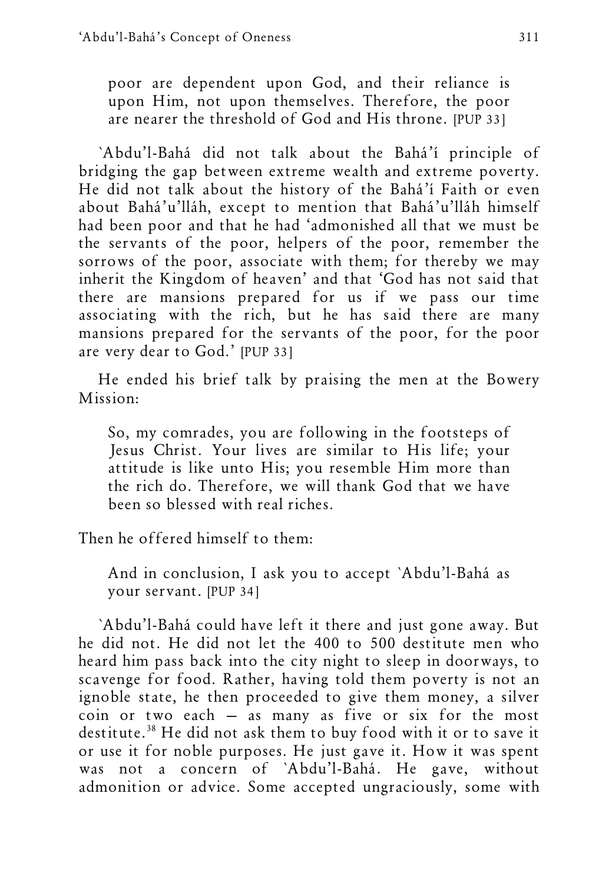> poor are dependent upon God, and their reliance is upon Him, not upon themselves. Therefore, the poor are nearer the threshold of God and His throne. [PUP 33]

`Abdu'l-Bahá did not talk about the Bahá'í principle of bridging the gap between extreme wealth and extreme poverty. He did not talk about the history of the Bahá'í Faith or even about Bahá'u'lláh, except to mention that Bahá'u'lláh himself had been poor and that he had 'admonished all that we must be the servants of the poor, helpers of the poor, remember the sorrows of the poor, associate with them; for thereby we may inherit the Kingdom of heaven' and that 'God has not said that there are mansions prepared for us if we pass our time associating with the rich, but he has said there are many mansions prepared for the servants of the poor, for the poor are very dear to God.' [PUP 33]

He ended his brief talk by praising the men at the Bowery Mission:

> So, my comrades, you are following in the footsteps of Jesus Christ. Your lives are similar to His life; your attitude is like unto His; you resemble Him more than the rich do. Therefore, we will thank God that we have been so blessed with real riches.

Then he offered himself to them:

> And in conclusion, I ask you to accept `Abdu'l-Bahá as your servant. [PUP 34]

`Abdu'l-Bahá could have left it there and just gone away. But he did not. He did not let the 400 to 500 destitute men who heard him pass back into the city night to sleep in doorways, to scavenge for food. Rather, having told them poverty is not an ignoble state, he then proceeded to give them money, a silver coin or two each – as many as five or six for the most destitute.[38] He did not ask them to buy food with it or to save it or use it for noble purposes. He just gave it. How it was spent was not a concern of `Abdu'l-Bahá. He gave, without admonition or advice. Some accepted ungraciously, some with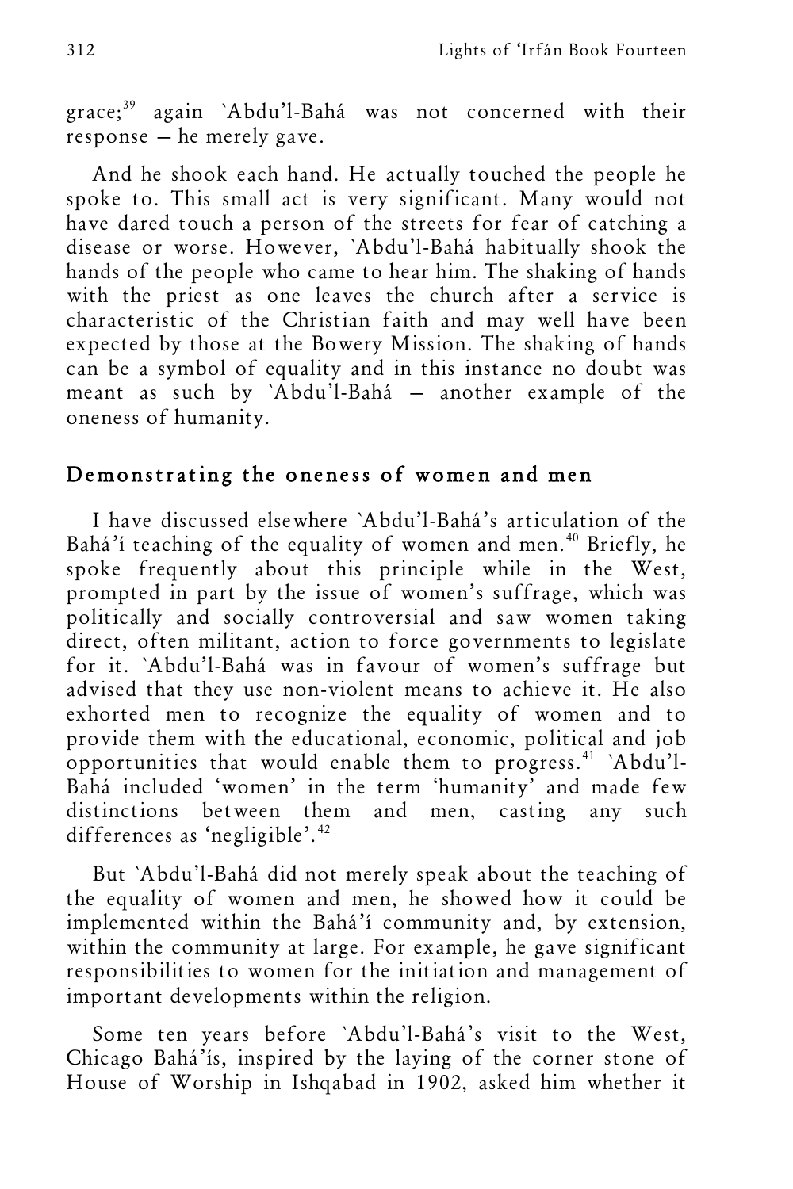grace;[39] again `Abdu'l-Bahá was not concerned with their response — he merely gave.

And he shook each hand. He actually touched the people he spoke to. This small act is very significant. Many would not have dared touch a person of the streets for fear of catching a disease or worse. However, `Abdu'l-Bahá habitually shook the hands of the people who came to hear him. The shaking of hands with the priest as one leaves the church after a service is characteristic of the Christian faith and may well have been expected by those at the Bowery Mission. The shaking of hands can be a symbol of equality and in this instance no doubt was meant as such by `Abdu'l-Bahá — another example of the oneness of humanity.

## Demonstrating the oneness of women and men

I have discussed elsewhere `Abdu'l-Bahá's articulation of the Bahá'í teaching of the equality of women and men.[40] Briefly, he spoke frequently about this principle while in the West, prompted in part by the issue of women's suffrage, which was politically and socially controversial and saw women taking direct, often militant, action to force governments to legislate for it. `Abdu'l-Bahá was in favour of women's suffrage but advised that they use non-violent means to achieve it. He also exhorted men to recognize the equality of women and to provide them with the educational, economic, political and job opportunities that would enable them to progress.[41] `Abdu'l-Bahá included 'women' in the term 'humanity' and made few distinctions between them and men, casting any such differences as 'negligible'.[42]

But `Abdu'l-Bahá did not merely speak about the teaching of the equality of women and men, he showed how it could be implemented within the Bahá'í community and, by extension, within the community at large. For example, he gave significant responsibilities to women for the initiation and management of important developments within the religion.

Some ten years before `Abdu'l-Bahá's visit to the West, Chicago Bahá'ís, inspired by the laying of the corner stone of House of Worship in Ishqabad in 1902, asked him whether it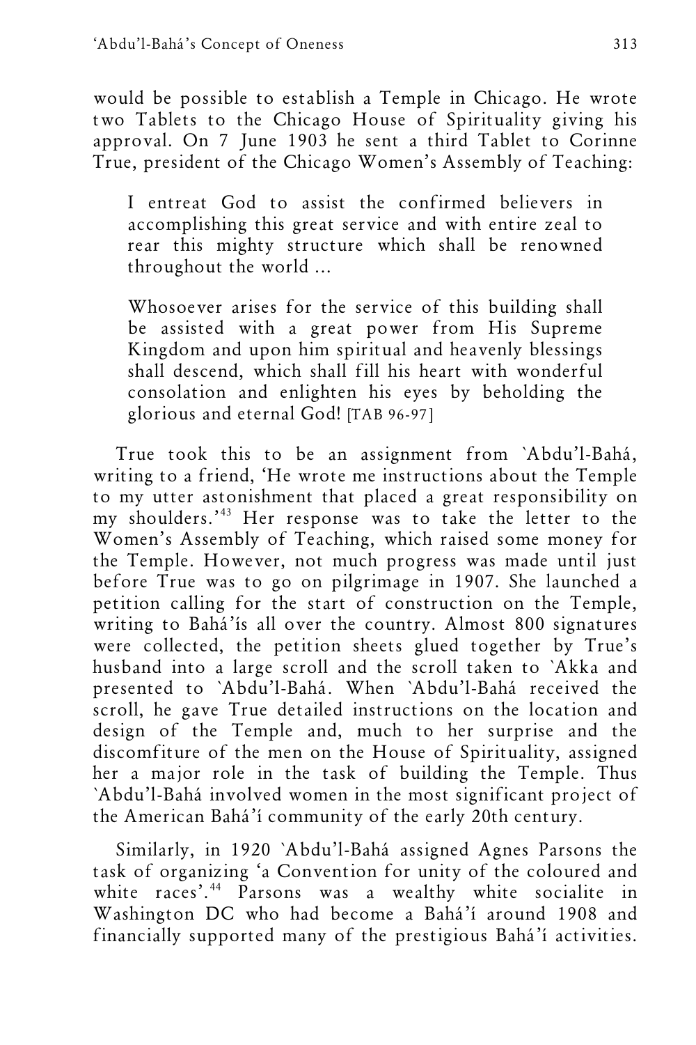would be possible to establish a Temple in Chicago. He wrote two Tablets to the Chicago House of Spirituality giving his approval. On 7 June 1903 he sent a third Tablet to Corinne True, president of the Chicago Women's Assembly of Teaching:

> I entreat God to assist the confirmed believers in accomplishing this great service and with entire zeal to rear this mighty structure which shall be renowned throughout the world ...
>
> Whosoever arises for the service of this building shall be assisted with a great power from His Supreme Kingdom and upon him spiritual and heavenly blessings shall descend, which shall fill his heart with wonderful consolation and enlighten his eyes by beholding the glorious and eternal God! [TAB 96-97]

True took this to be an assignment from `Abdu'l-Bahá, writing to a friend, 'He wrote me instructions about the Temple to my utter astonishment that placed a great responsibility on my shoulders.'[43] Her response was to take the letter to the Women's Assembly of Teaching, which raised some money for the Temple. However, not much progress was made until just before True was to go on pilgrimage in 1907. She launched a petition calling for the start of construction on the Temple, writing to Bahá'ís all over the country. Almost 800 signatures were collected, the petition sheets glued together by True's husband into a large scroll and the scroll taken to `Akka and presented to `Abdu'l-Bahá. When `Abdu'l-Bahá received the scroll, he gave True detailed instructions on the location and design of the Temple and, much to her surprise and the discomfiture of the men on the House of Spirituality, assigned her a major role in the task of building the Temple. Thus `Abdu'l-Bahá involved women in the most significant project of the American Bahá'í community of the early 20th century.

Similarly, in 1920 `Abdu'l-Bahá assigned Agnes Parsons the task of organizing 'a Convention for unity of the coloured and white races'.[44] Parsons was a wealthy white socialite in Washington DC who had become a Bahá'í around 1908 and financially supported many of the prestigious Bahá'í activities.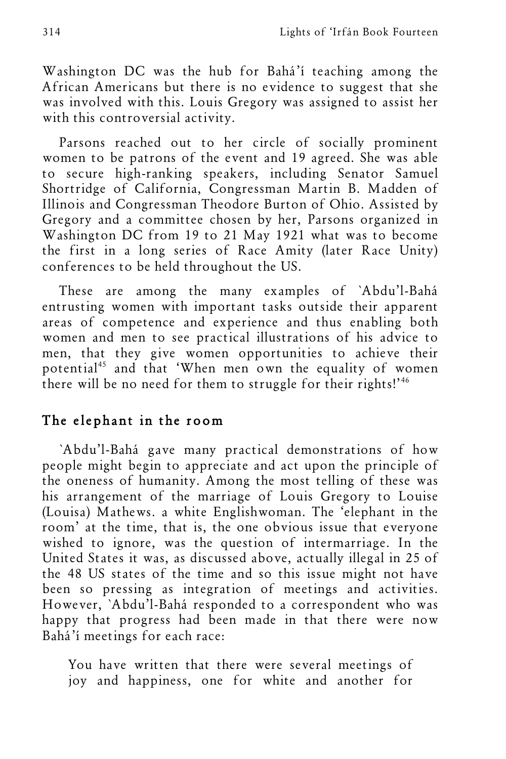Washington DC was the hub for Bahá'í teaching among the African Americans but there is no evidence to suggest that she was involved with this. Louis Gregory was assigned to assist her with this controversial activity.

Parsons reached out to her circle of socially prominent women to be patrons of the event and 19 agreed. She was able to secure high-ranking speakers, including Senator Samuel Shortridge of California, Congressman Martin B. Madden of Illinois and Congressman Theodore Burton of Ohio. Assisted by Gregory and a committee chosen by her, Parsons organized in Washington DC from 19 to 21 May 1921 what was to become the first in a long series of Race Amity (later Race Unity) conferences to be held throughout the US.

These are among the many examples of `Abdu'l-Bahá entrusting women with important tasks outside their apparent areas of competence and experience and thus enabling both women and men to see practical illustrations of his advice to men, that they give women opportunities to achieve their potential[45] and that 'When men own the equality of women there will be no need for them to struggle for their rights!'[46]

## The elephant in the room

`Abdu'l-Bahá gave many practical demonstrations of how people might begin to appreciate and act upon the principle of the oneness of humanity. Among the most telling of these was his arrangement of the marriage of Louis Gregory to Louise (Louisa) Mathews. a white Englishwoman. The 'elephant in the room' at the time, that is, the one obvious issue that everyone wished to ignore, was the question of intermarriage. In the United States it was, as discussed above, actually illegal in 25 of the 48 US states of the time and so this issue might not have been so pressing as integration of meetings and activities. However, `Abdu'l-Bahá responded to a correspondent who was happy that progress had been made in that there were now Bahá'í meetings for each race:

> You have written that there were several meetings of joy and happiness, one for white and another for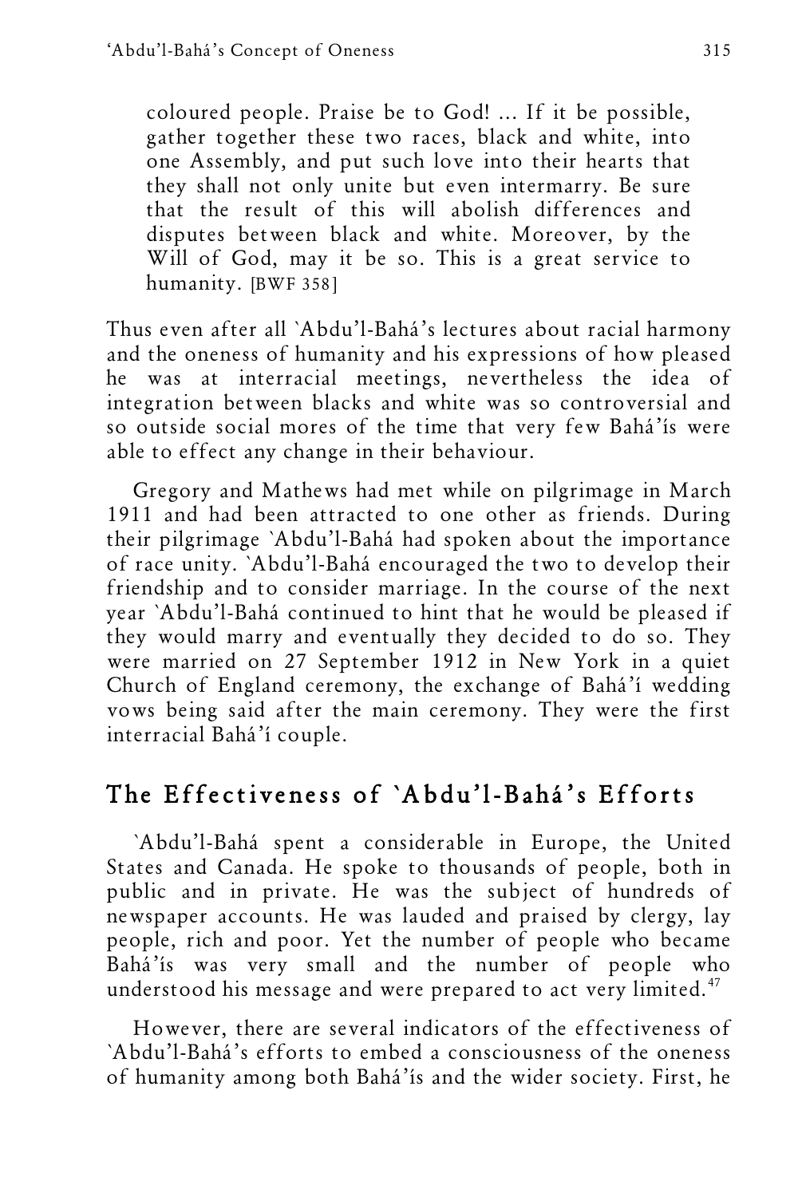> coloured people. Praise be to God! ... If it be possible, gather together these two races, black and white, into one Assembly, and put such love into their hearts that they shall not only unite but even intermarry. Be sure that the result of this will abolish differences and disputes between black and white. Moreover, by the Will of God, may it be so. This is a great service to humanity. [BWF 358]

Thus even after all `Abdu'l-Bahá's lectures about racial harmony and the oneness of humanity and his expressions of how pleased he was at interracial meetings, nevertheless the idea of integration between blacks and white was so controversial and so outside social mores of the time that very few Bahá'ís were able to effect any change in their behaviour.

Gregory and Mathews had met while on pilgrimage in March 1911 and had been attracted to one other as friends. During their pilgrimage `Abdu'l-Bahá had spoken about the importance of race unity. `Abdu'l-Bahá encouraged the two to develop their friendship and to consider marriage. In the course of the next year `Abdu'l-Bahá continued to hint that he would be pleased if they would marry and eventually they decided to do so. They were married on 27 September 1912 in New York in a quiet Church of England ceremony, the exchange of Bahá'í wedding vows being said after the main ceremony. They were the first interracial Bahá'í couple.

## The Effectiveness of `Abdu'l-Bahá's Efforts

`Abdu'l-Bahá spent a considerable in Europe, the United States and Canada. He spoke to thousands of people, both in public and in private. He was the subject of hundreds of newspaper accounts. He was lauded and praised by clergy, lay people, rich and poor. Yet the number of people who became Bahá'ís was very small and the number of people who understood his message and were prepared to act very limited.[47]

However, there are several indicators of the effectiveness of `Abdu'l-Bahá's efforts to embed a consciousness of the oneness of humanity among both Bahá'ís and the wider society. First, he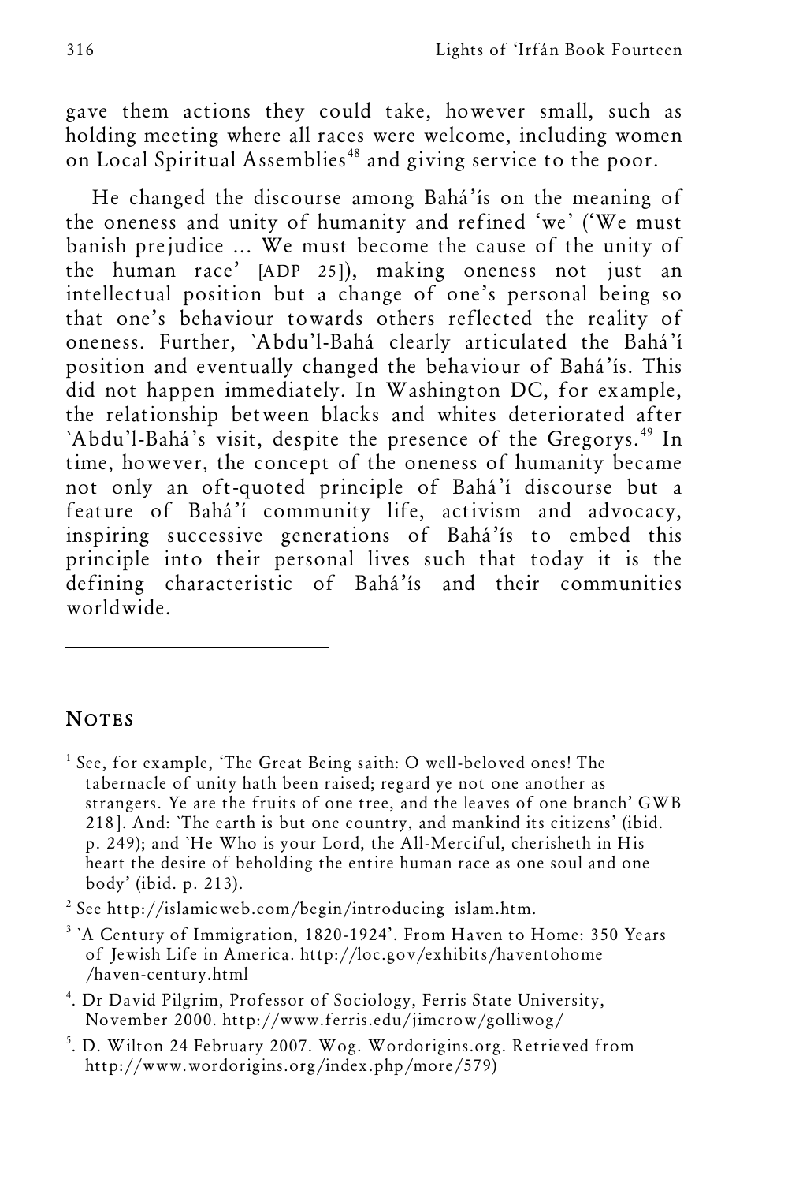gave them actions they could take, however small, such as holding meeting where all races were welcome, including women on Local Spiritual Assemblies[48] and giving service to the poor.

He changed the discourse among Bahá'ís on the meaning of the oneness and unity of humanity and refined 'we' ('We must banish prejudice ... We must become the cause of the unity of the human race' [ADP 25]), making oneness not just an intellectual position but a change of one's personal being so that one's behaviour towards others reflected the reality of oneness. Further, `Abdu'l-Bahá clearly articulated the Bahá'í position and eventually changed the behaviour of Bahá'ís. This did not happen immediately. In Washington DC, for example, the relationship between blacks and whites deteriorated after `Abdu'l-Bahá's visit, despite the presence of the Gregorys.[49] In time, however, the concept of the oneness of humanity became not only an oft-quoted principle of Bahá'í discourse but a feature of Bahá'í community life, activism and advocacy, inspiring successive generations of Bahá'ís to embed this principle into their personal lives such that today it is the defining characteristic of Bahá'ís and their communities worldwide.

## NOTES

[1] See, for example, 'The Great Being saith: O well-beloved ones! The tabernacle of unity hath been raised; regard ye not one another as strangers. Ye are the fruits of one tree, and the leaves of one branch' GWB 218]. And: `The earth is but one country, and mankind its citizens' (ibid. p. 249); and `He Who is your Lord, the All-Merciful, cherisheth in His heart the desire of beholding the entire human race as one soul and one body' (ibid. p. 213).

[2] See http://islamicweb.com/begin/introducing_islam.htm.

[3] `A Century of Immigration, 1820-1924'. From Haven to Home: 350 Years of Jewish Life in America. http://loc.gov/exhibits/haventohome /haven-century.html

[4]. Dr David Pilgrim, Professor of Sociology, Ferris State University, November 2000. http://www.ferris.edu/jimcrow/golliwog/

[5]. D. Wilton 24 February 2007. Wog. Wordorigins.org. Retrieved from http://www.wordorigins.org/index.php/more/579)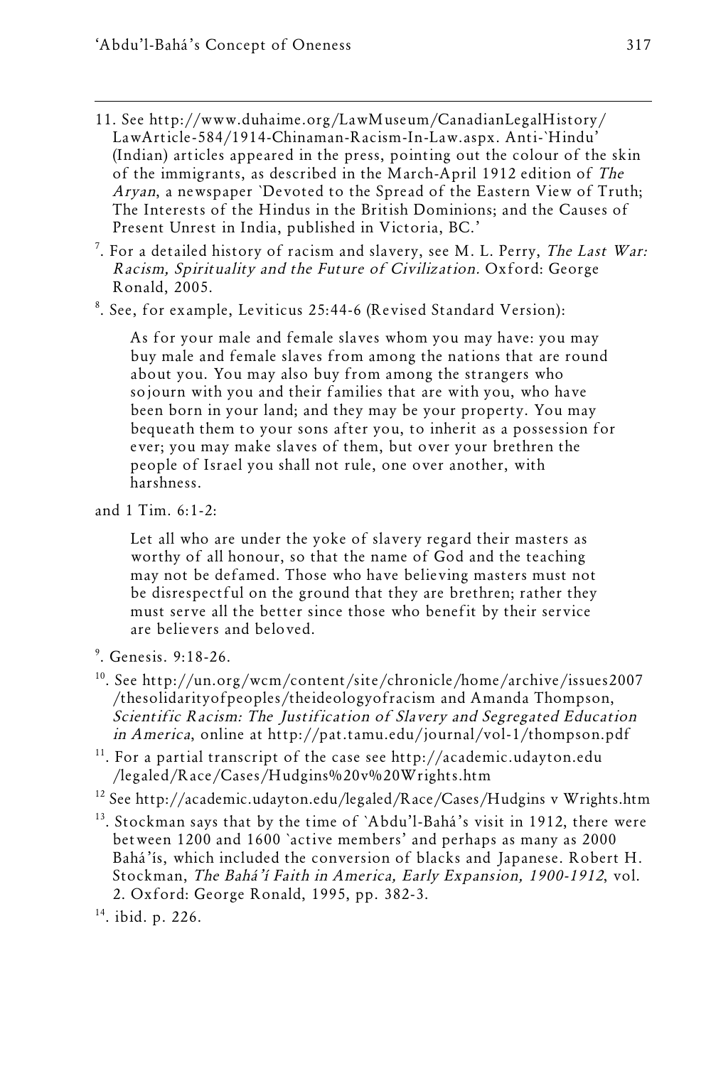11. See http://www.duhaime.org/LawMuseum/CanadianLegalHistory/LawArticle-584/1914-Chinaman-Racism-In-Law.aspx. Anti-`Hindu' (Indian) articles appeared in the press, pointing out the colour of the skin of the immigrants, as described in the March-April 1912 edition of *The Aryan*, a newspaper `Devoted to the Spread of the Eastern View of Truth; The Interests of the Hindus in the British Dominions; and the Causes of Present Unrest in India, published in Victoria, BC.'

[7]. For a detailed history of racism and slavery, see M. L. Perry, *The Last War: Racism, Spirituality and the Future of Civilization*. Oxford: George Ronald, 2005.

[8]. See, for example, Leviticus 25:44-6 (Revised Standard Version):

> As for your male and female slaves whom you may have: you may buy male and female slaves from among the nations that are round about you. You may also buy from among the strangers who sojourn with you and their families that are with you, who have been born in your land; and they may be your property. You may bequeath them to your sons after you, to inherit as a possession for ever; you may make slaves of them, but over your brethren the people of Israel you shall not rule, one over another, with harshness.

and 1 Tim. 6:1-2:

> Let all who are under the yoke of slavery regard their masters as worthy of all honour, so that the name of God and the teaching may not be defamed. Those who have believing masters must not be disrespectful on the ground that they are brethren; rather they must serve all the better since those who benefit by their service are believers and beloved.

[9]. Genesis. 9:18-26.

[10]. See http://un.org/wcm/content/site/chronicle/home/archive/issues2007/thesolidarityofpeoples/theideologyofracism and Amanda Thompson, *Scientific Racism: The Justification of Slavery and Segregated Education in America*, online at http://pat.tamu.edu/journal/vol-1/thompson.pdf

[11]. For a partial transcript of the case see http://academic.udayton.edu/legaled/Race/Cases/Hudgins%20v%20Wrights.htm

[12] See http://academic.udayton.edu/legaled/Race/Cases/Hudgins v Wrights.htm

[13]. Stockman says that by the time of `Abdu'l-Bahá's visit in 1912, there were between 1200 and 1600 `active members' and perhaps as many as 2000 Bahá'ís, which included the conversion of blacks and Japanese. Robert H. Stockman, *The Bahá'í Faith in America, Early Expansion, 1900-1912*, vol. 2. Oxford: George Ronald, 1995, pp. 382-3.

[14]. ibid. p. 226.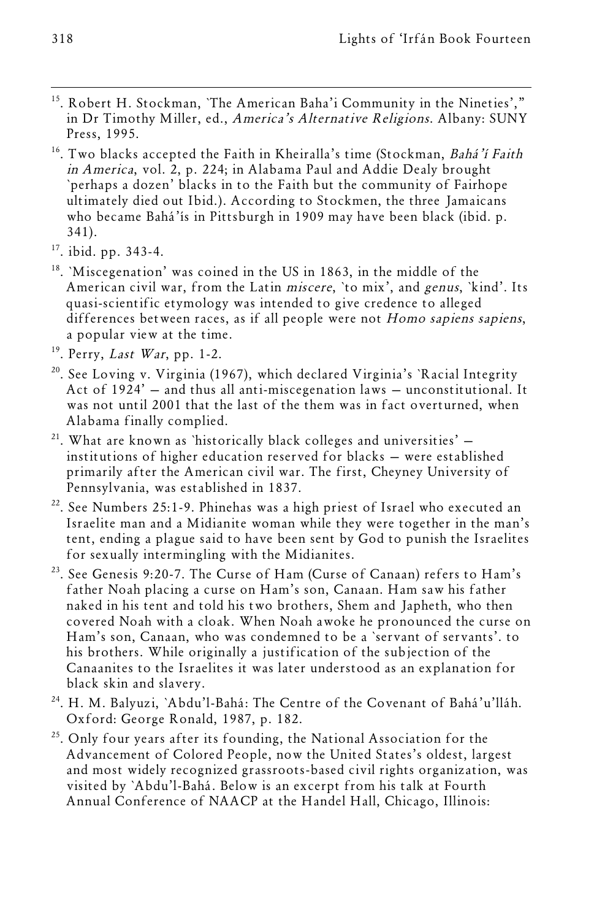15. Robert H. Stockman, `The American Baha'i Community in the Nineties'," in Dr Timothy Miller, ed., *America's Alternative Religions*. Albany: SUNY Press, 1995.

16. Two blacks accepted the Faith in Kheiralla's time (Stockman, *Bahá'í Faith in America*, vol. 2, p. 224; in Alabama Paul and Addie Dealy brought `perhaps a dozen' blacks in to the Faith but the community of Fairhope ultimately died out Ibid.). According to Stockmen, the three Jamaicans who became Bahá'ís in Pittsburgh in 1909 may have been black (ibid. p. 341).

17. ibid. pp. 343-4.

18. `Miscegenation' was coined in the US in 1863, in the middle of the American civil war, from the Latin *miscere*, `to mix', and *genus*, `kind'. Its quasi-scientific etymology was intended to give credence to alleged differences between races, as if all people were not *Homo sapiens sapiens*, a popular view at the time.

19. Perry, *Last War*, pp. 1-2.

20. See Loving v. Virginia (1967), which declared Virginia's `Racial Integrity Act of 1924' – and thus all anti-miscegenation laws – unconstitutional. It was not until 2001 that the last of the them was in fact overturned, when Alabama finally complied.

21. What are known as `historically black colleges and universities' – institutions of higher education reserved for blacks – were established primarily after the American civil war. The first, Cheyney University of Pennsylvania, was established in 1837.

22. See Numbers 25:1-9. Phinehas was a high priest of Israel who executed an Israelite man and a Midianite woman while they were together in the man's tent, ending a plague said to have been sent by God to punish the Israelites for sexually intermingling with the Midianites.

23. See Genesis 9:20-7. The Curse of Ham (Curse of Canaan) refers to Ham's father Noah placing a curse on Ham's son, Canaan. Ham saw his father naked in his tent and told his two brothers, Shem and Japheth, who then covered Noah with a cloak. When Noah awoke he pronounced the curse on Ham's son, Canaan, who was condemned to be a `servant of servants'. to his brothers. While originally a justification of the subjection of the Canaanites to the Israelites it was later understood as an explanation for black skin and slavery.

24. H. M. Balyuzi, `Abdu'l-Bahá: The Centre of the Covenant of Bahá'u'lláh. Oxford: George Ronald, 1987, p. 182.

25. Only four years after its founding, the National Association for the Advancement of Colored People, now the United States's oldest, largest and most widely recognized grassroots-based civil rights organization, was visited by `Abdu'l-Bahá. Below is an excerpt from his talk at Fourth Annual Conference of NAACP at the Handel Hall, Chicago, Illinois: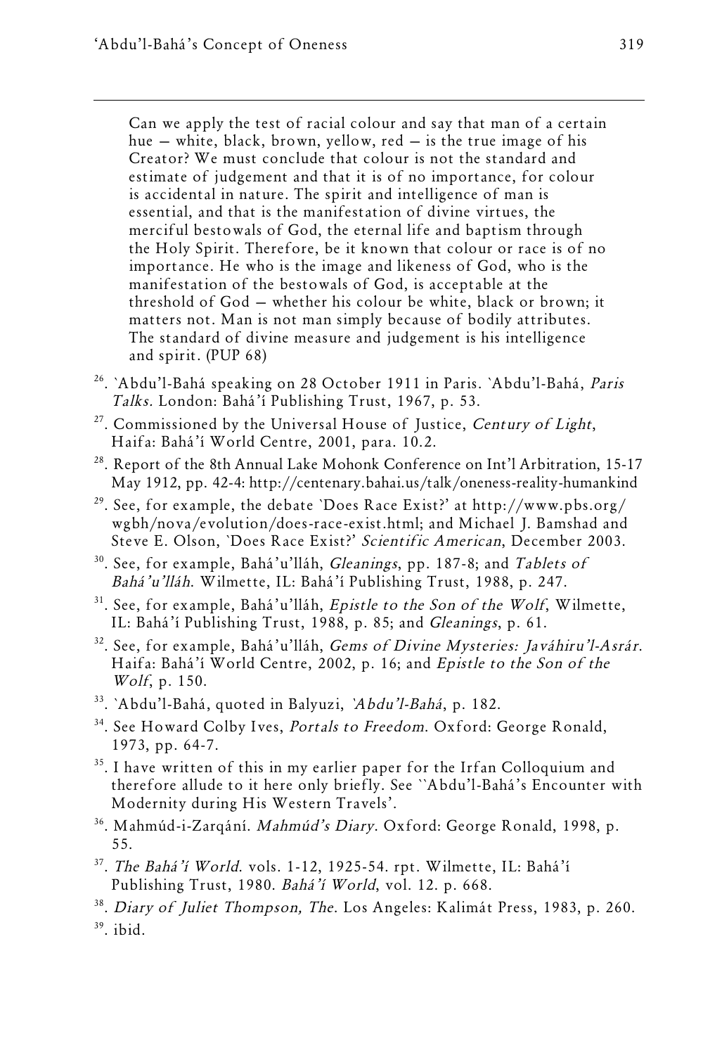> Can we apply the test of racial colour and say that man of a certain hue — white, black, brown, yellow, red — is the true image of his Creator? We must conclude that colour is not the standard and estimate of judgement and that it is of no importance, for colour is accidental in nature. The spirit and intelligence of man is essential, and that is the manifestation of divine virtues, the merciful bestowals of God, the eternal life and baptism through the Holy Spirit. Therefore, be it known that colour or race is of no importance. He who is the image and likeness of God, who is the manifestation of the bestowals of God, is acceptable at the threshold of God — whether his colour be white, black or brown; it matters not. Man is not man simply because of bodily attributes. The standard of divine measure and judgement is his intelligence and spirit. (PUP 68)

[26]. `Abdu'l-Bahá speaking on 28 October 1911 in Paris. `Abdu'l-Bahá, *Paris Talks*. London: Bahá'í Publishing Trust, 1967, p. 53.

[27]. Commissioned by the Universal House of Justice, *Century of Light*, Haifa: Bahá'í World Centre, 2001, para. 10.2.

[28]. Report of the 8th Annual Lake Mohonk Conference on Int'l Arbitration, 15-17 May 1912, pp. 42-4: http://centenary.bahai.us/talk/oneness-reality-humankind

[29]. See, for example, the debate `Does Race Exist?' at http://www.pbs.org/wgbh/nova/evolution/does-race-exist.html; and Michael J. Bamshad and Steve E. Olson, `Does Race Exist?' *Scientific American*, December 2003.

[30]. See, for example, Bahá'u'lláh, *Gleanings*, pp. 187-8; and *Tablets of Bahá'u'lláh*. Wilmette, IL: Bahá'í Publishing Trust, 1988, p. 247.

[31]. See, for example, Bahá'u'lláh, *Epistle to the Son of the Wolf*, Wilmette, IL: Bahá'í Publishing Trust, 1988, p. 85; and *Gleanings*, p. 61.

[32]. See, for example, Bahá'u'lláh, *Gems of Divine Mysteries: Javáhiru'l-Asrár*. Haifa: Bahá'í World Centre, 2002, p. 16; and *Epistle to the Son of the Wolf*, p. 150.

[33]. `Abdu'l-Bahá, quoted in Balyuzi, *`Abdu'l-Bahá*, p. 182.

[34]. See Howard Colby Ives, *Portals to Freedom*. Oxford: George Ronald, 1973, pp. 64-7.

[35]. I have written of this in my earlier paper for the Irfan Colloquium and therefore allude to it here only briefly. See ``Abdu'l-Bahá's Encounter with Modernity during His Western Travels'.

[36]. Mahmúd-i-Zarqání. *Mahmúd's Diary*. Oxford: George Ronald, 1998, p. 55.

[37]. *The Bahá'í World*. vols. 1-12, 1925-54. rpt. Wilmette, IL: Bahá'í Publishing Trust, 1980. *Bahá'í World*, vol. 12. p. 668.

[38]. *Diary of Juliet Thompson, The*. Los Angeles: Kalimát Press, 1983, p. 260.

[39]. ibid.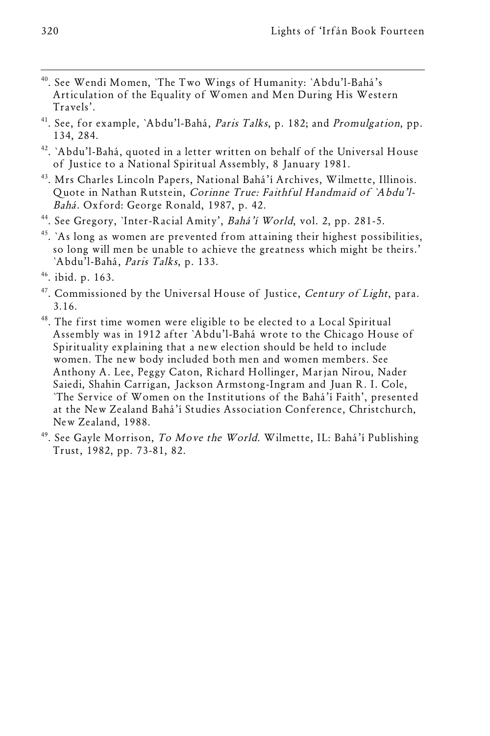[40]. See Wendi Momen, `The Two Wings of Humanity: `Abdu'l-Bahá's Articulation of the Equality of Women and Men During His Western Travels'.

[41]. See, for example, `Abdu'l-Bahá, *Paris Talks*, p. 182; and *Promulgation*, pp. 134, 284.

[42]. `Abdu'l-Bahá, quoted in a letter written on behalf of the Universal House of Justice to a National Spiritual Assembly, 8 January 1981.

[43]. Mrs Charles Lincoln Papers, National Bahá'í Archives, Wilmette, Illinois. Quote in Nathan Rutstein, *Corinne True: Faithful Handmaid of `Abdu'l-Bahá*. Oxford: George Ronald, 1987, p. 42.

[44]. See Gregory, `Inter-Racial Amity', *Bahá'í World*, vol. 2, pp. 281-5.

[45]. `As long as women are prevented from attaining their highest possibilities, so long will men be unable to achieve the greatness which might be theirs.' `Abdu'l-Bahá, *Paris Talks*, p. 133.

[46]. ibid. p. 163.

[47]. Commissioned by the Universal House of Justice, *Century of Light*, para. 3.16.

[48]. The first time women were eligible to be elected to a Local Spiritual Assembly was in 1912 after `Abdu'l-Bahá wrote to the Chicago House of Spirituality explaining that a new election should be held to include women. The new body included both men and women members. See Anthony A. Lee, Peggy Caton, Richard Hollinger, Marjan Nirou, Nader Saiedi, Shahin Carrigan, Jackson Armstong-Ingram and Juan R. I. Cole, `The Service of Women on the Institutions of the Bahá'í Faith', presented at the New Zealand Bahá'í Studies Association Conference, Christchurch, New Zealand, 1988.

[49]. See Gayle Morrison, *To Move the World*. Wilmette, IL: Bahá'í Publishing Trust, 1982, pp. 73-81, 82.